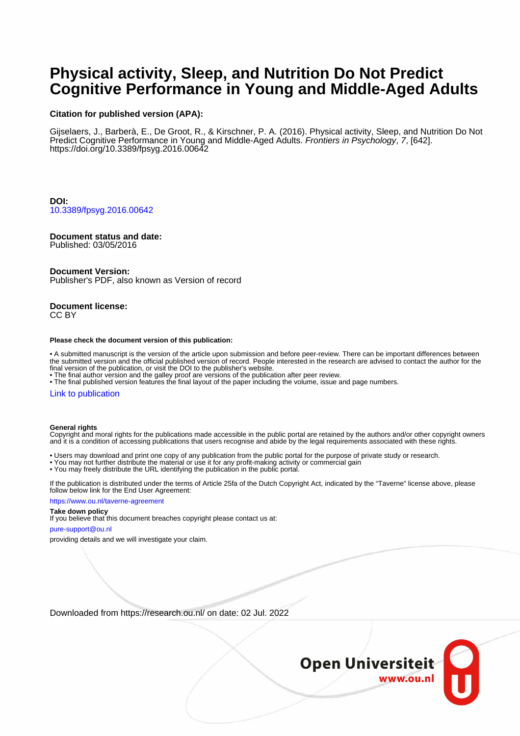# Physical activity, Sleep, and Nutrition Do Not Predict Cognitive Performance in Young and Middle-Aged Adults

**Citation for published version (APA):**

Gijselaers, J., Barberà, E., De Groot, R., & Kirschner, P. A. (2016). Physical activity, Sleep, and Nutrition Do Not Predict Cognitive Performance in Young and Middle-Aged Adults. *Frontiers in Psychology*, *7*, [642]. https://doi.org/10.3389/fpsyg.2016.00642

**DOI:**
10.3389/fpsyg.2016.00642

**Document status and date:**
Published: 03/05/2016

**Document Version:**
Publisher's PDF, also known as Version of record

**Document license:**
CC BY

**Please check the document version of this publication:**

- A submitted manuscript is the version of the article upon submission and before peer-review. There can be important differences between the submitted version and the official published version of record. People interested in the research are advised to contact the author for the final version of the publication, or visit the DOI to the publisher's website.
- The final author version and the galley proof are versions of the publication after peer review.
- The final published version features the final layout of the paper including the volume, issue and page numbers.

Link to publication

**General rights**
Copyright and moral rights for the publications made accessible in the public portal are retained by the authors and/or other copyright owners and it is a condition of accessing publications that users recognise and abide by the legal requirements associated with these rights.

- Users may download and print one copy of any publication from the public portal for the purpose of private study or research.
- You may not further distribute the material or use it for any profit-making activity or commercial gain
- You may freely distribute the URL identifying the publication in the public portal.

If the publication is distributed under the terms of Article 25fa of the Dutch Copyright Act, indicated by the "Taverne" license above, please follow below link for the End User Agreement:

https://www.ou.nl/taverne-agreement

**Take down policy**
If you believe that this document breaches copyright please contact us at:

pure-support@ou.nl

providing details and we will investigate your claim.

Downloaded from https://research.ou.nl/ on date: 02 Jul. 2022

Open Universiteit
www.ou.nl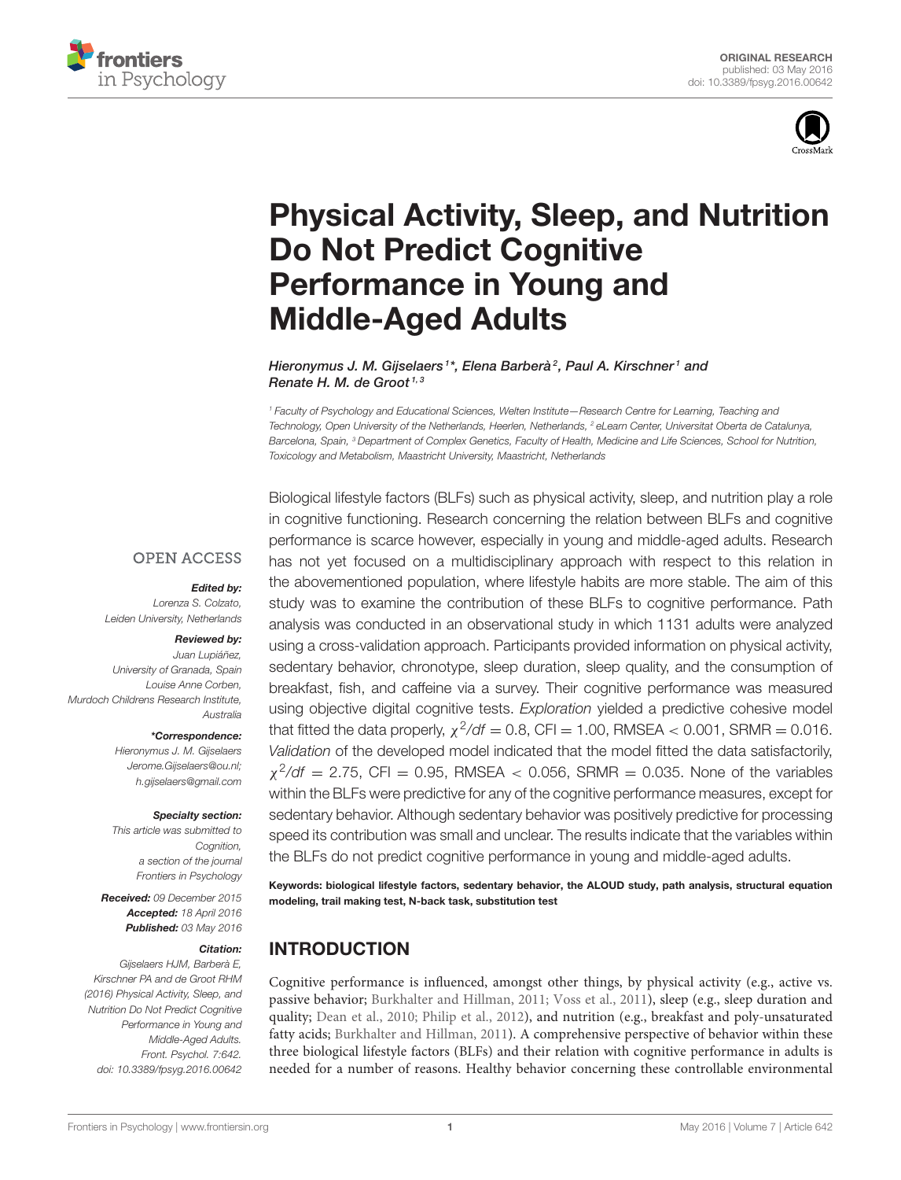# Physical Activity, Sleep, and Nutrition Do Not Predict Cognitive Performance in Young and Middle-Aged Adults

*Hieronymus J. M. Gijselaers[1]*, Elena Barberà[2], Paul A. Kirschner[1] and Renate H. M. de Groot[1,3]*

[1] Faculty of Psychology and Educational Sciences, Welten Institute—Research Centre for Learning, Teaching and Technology, Open University of the Netherlands, Heerlen, Netherlands, [2] eLearn Center, Universitat Oberta de Catalunya, Barcelona, Spain, [3] Department of Complex Genetics, Faculty of Health, Medicine and Life Sciences, School for Nutrition, Toxicology and Metabolism, Maastricht University, Maastricht, Netherlands

OPEN ACCESS

***Edited by:***
*Lorenza S. Colzato, Leiden University, Netherlands*

***Reviewed by:***
*Juan Lupiáñez, University of Granada, Spain*
*Louise Anne Corben, Murdoch Childrens Research Institute, Australia*

***\*Correspondence:***
*Hieronymus J. M. Gijselaers*
*Jerome.Gijselaers@ou.nl;*
*h.gijselaers@gmail.com*

***Specialty section:***
*This article was submitted to Cognition, a section of the journal Frontiers in Psychology*

***Received:*** *09 December 2015*
***Accepted:*** *18 April 2016*
***Published:*** *03 May 2016*

***Citation:***
*Gijselaers HJM, Barberà E, Kirschner PA and de Groot RHM (2016) Physical Activity, Sleep, and Nutrition Do Not Predict Cognitive Performance in Young and Middle-Aged Adults. Front. Psychol. 7:642. doi: 10.3389/fpsyg.2016.00642*

Biological lifestyle factors (BLFs) such as physical activity, sleep, and nutrition play a role in cognitive functioning. Research concerning the relation between BLFs and cognitive performance is scarce however, especially in young and middle-aged adults. Research has not yet focused on a multidisciplinary approach with respect to this relation in the abovementioned population, where lifestyle habits are more stable. The aim of this study was to examine the contribution of these BLFs to cognitive performance. Path analysis was conducted in an observational study in which 1131 adults were analyzed using a cross-validation approach. Participants provided information on physical activity, sedentary behavior, chronotype, sleep duration, sleep quality, and the consumption of breakfast, fish, and caffeine via a survey. Their cognitive performance was measured using objective digital cognitive tests. *Exploration* yielded a predictive cohesive model that fitted the data properly, $\chi^2/df = 0.8$, CFI = 1.00, RMSEA < 0.001, SRMR = 0.016. *Validation* of the developed model indicated that the model fitted the data satisfactorily, $\chi^2/df = 2.75$, CFI = 0.95, RMSEA < 0.056, SRMR = 0.035. None of the variables within the BLFs were predictive for any of the cognitive performance measures, except for sedentary behavior. Although sedentary behavior was positively predictive for processing speed its contribution was small and unclear. The results indicate that the variables within the BLFs do not predict cognitive performance in young and middle-aged adults.

**Keywords: biological lifestyle factors, sedentary behavior, the ALOUD study, path analysis, structural equation modeling, trail making test, N-back task, substitution test**

## INTRODUCTION

Cognitive performance is influenced, amongst other things, by physical activity (e.g., active vs. passive behavior; Burkhalter and Hillman, 2011; Voss et al., 2011), sleep (e.g., sleep duration and quality; Dean et al., 2010; Philip et al., 2012), and nutrition (e.g., breakfast and poly-unsaturated fatty acids; Burkhalter and Hillman, 2011). A comprehensive perspective of behavior within these three biological lifestyle factors (BLFs) and their relation with cognitive performance in adults is needed for a number of reasons. Healthy behavior concerning these controllable environmental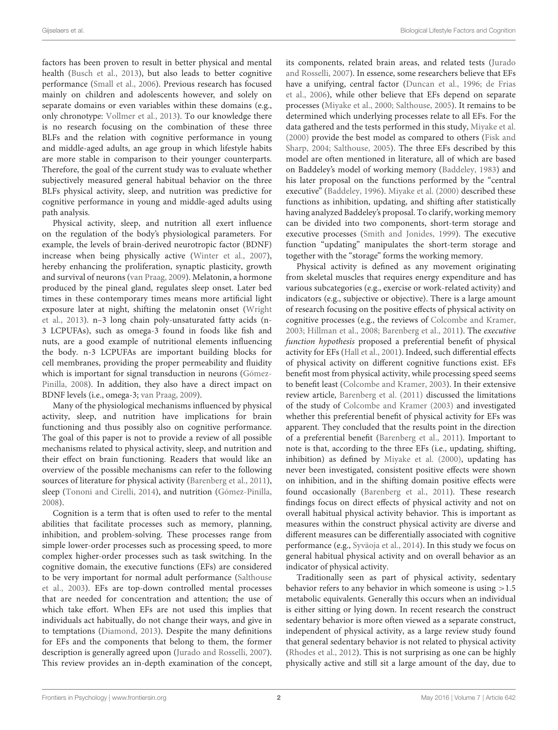factors has been proven to result in better physical and mental health (Busch et al., 2013), but also leads to better cognitive performance (Small et al., 2006). Previous research has focused mainly on children and adolescents however, and solely on separate domains or even variables within these domains (e.g., only chronotype: Vollmer et al., 2013). To our knowledge there is no research focusing on the combination of these three BLFs and the relation with cognitive performance in young and middle-aged adults, an age group in which lifestyle habits are more stable in comparison to their younger counterparts. Therefore, the goal of the current study was to evaluate whether subjectively measured general habitual behavior on the three BLFs physical activity, sleep, and nutrition was predictive for cognitive performance in young and middle-aged adults using path analysis.

Physical activity, sleep, and nutrition all exert influence on the regulation of the body's physiological parameters. For example, the levels of brain-derived neurotropic factor (BDNF) increase when being physically active (Winter et al., 2007), hereby enhancing the proliferation, synaptic plasticity, growth and survival of neurons (van Praag, 2009). Melatonin, a hormone produced by the pineal gland, regulates sleep onset. Later bed times in these contemporary times means more artificial light exposure later at night, shifting the melatonin onset (Wright et al., 2013). n–3 long chain poly-unsaturated fatty acids (n-3 LCPUFAs), such as omega-3 found in foods like fish and nuts, are a good example of nutritional elements influencing the body. n-3 LCPUFAs are important building blocks for cell membranes, providing the proper permeability and fluidity which is important for signal transduction in neurons (Gómez-Pinilla, 2008). In addition, they also have a direct impact on BDNF levels (i.e., omega-3; van Praag, 2009).

Many of the physiological mechanisms influenced by physical activity, sleep, and nutrition have implications for brain functioning and thus possibly also on cognitive performance. The goal of this paper is not to provide a review of all possible mechanisms related to physical activity, sleep, and nutrition and their effect on brain functioning. Readers that would like an overview of the possible mechanisms can refer to the following sources of literature for physical activity (Barenberg et al., 2011), sleep (Tononi and Cirelli, 2014), and nutrition (Gómez-Pinilla, 2008).

Cognition is a term that is often used to refer to the mental abilities that facilitate processes such as memory, planning, inhibition, and problem-solving. These processes range from simple lower-order processes such as processing speed, to more complex higher-order processes such as task switching. In the cognitive domain, the executive functions (EFs) are considered to be very important for normal adult performance (Salthouse et al., 2003). EFs are top-down controlled mental processes that are needed for concentration and attention; the use of which take effort. When EFs are not used this implies that individuals act habitually, do not change their ways, and give in to temptations (Diamond, 2013). Despite the many definitions for EFs and the components that belong to them, the former description is generally agreed upon (Jurado and Rosselli, 2007). This review provides an in-depth examination of the concept, its components, related brain areas, and related tests (Jurado and Rosselli, 2007). In essence, some researchers believe that EFs have a unifying, central factor (Duncan et al., 1996; de Frias et al., 2006), while other believe that EFs depend on separate processes (Miyake et al., 2000; Salthouse, 2005). It remains to be determined which underlying processes relate to all EFs. For the data gathered and the tests performed in this study, Miyake et al. (2000) provide the best model as compared to others (Fisk and Sharp, 2004; Salthouse, 2005). The three EFs described by this model are often mentioned in literature, all of which are based on Baddeley's model of working memory (Baddeley, 1983) and his later proposal on the functions performed by the "central executive" (Baddeley, 1996). Miyake et al. (2000) described these functions as inhibition, updating, and shifting after statistically having analyzed Baddeley's proposal. To clarify, working memory can be divided into two components, short-term storage and executive processes (Smith and Jonides, 1999). The executive function "updating" manipulates the short-term storage and together with the "storage" forms the working memory.

Physical activity is defined as any movement originating from skeletal muscles that requires energy expenditure and has various subcategories (e.g., exercise or work-related activity) and indicators (e.g., subjective or objective). There is a large amount of research focusing on the positive effects of physical activity on cognitive processes (e.g., the reviews of Colcombe and Kramer, 2003; Hillman et al., 2008; Barenberg et al., 2011). The *executive function hypothesis* proposed a preferential benefit of physical activity for EFs (Hall et al., 2001). Indeed, such differential effects of physical activity on different cognitive functions exist. EFs benefit most from physical activity, while processing speed seems to benefit least (Colcombe and Kramer, 2003). In their extensive review article, Barenberg et al. (2011) discussed the limitations of the study of Colcombe and Kramer (2003) and investigated whether this preferential benefit of physical activity for EFs was apparent. They concluded that the results point in the direction of a preferential benefit (Barenberg et al., 2011). Important to note is that, according to the three EFs (i.e., updating, shifting, inhibition) as defined by Miyake et al. (2000), updating has never been investigated, consistent positive effects were shown on inhibition, and in the shifting domain positive effects were found occasionally (Barenberg et al., 2011). These research findings focus on direct effects of physical activity and not on overall habitual physical activity behavior. This is important as measures within the construct physical activity are diverse and different measures can be differentially associated with cognitive performance (e.g., Syväoja et al., 2014). In this study we focus on general habitual physical activity and on overall behavior as an indicator of physical activity.

Traditionally seen as part of physical activity, sedentary behavior refers to any behavior in which someone is using >1.5 metabolic equivalents. Generally this occurs when an individual is either sitting or lying down. In recent research the construct sedentary behavior is more often viewed as a separate construct, independent of physical activity, as a large review study found that general sedentary behavior is not related to physical activity (Rhodes et al., 2012). This is not surprising as one can be highly physically active and still sit a large amount of the day, due to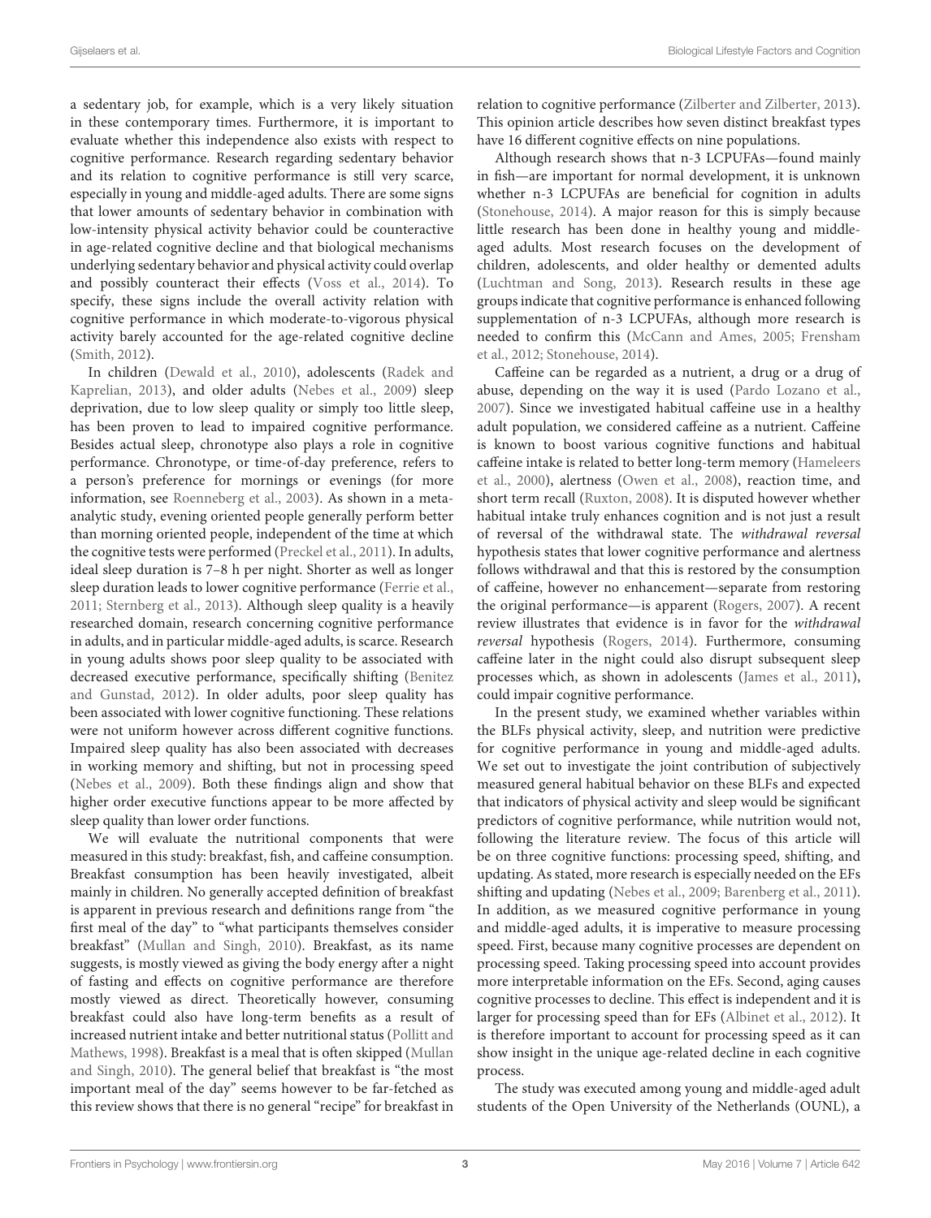a sedentary job, for example, which is a very likely situation in these contemporary times. Furthermore, it is important to evaluate whether this independence also exists with respect to cognitive performance. Research regarding sedentary behavior and its relation to cognitive performance is still very scarce, especially in young and middle-aged adults. There are some signs that lower amounts of sedentary behavior in combination with low-intensity physical activity behavior could be counteractive in age-related cognitive decline and that biological mechanisms underlying sedentary behavior and physical activity could overlap and possibly counteract their effects (Voss et al., 2014). To specify, these signs include the overall activity relation with cognitive performance in which moderate-to-vigorous physical activity barely accounted for the age-related cognitive decline (Smith, 2012).

In children (Dewald et al., 2010), adolescents (Radek and Kaprelian, 2013), and older adults (Nebes et al., 2009) sleep deprivation, due to low sleep quality or simply too little sleep, has been proven to lead to impaired cognitive performance. Besides actual sleep, chronotype also plays a role in cognitive performance. Chronotype, or time-of-day preference, refers to a person's preference for mornings or evenings (for more information, see Roenneberg et al., 2003). As shown in a meta-analytic study, evening oriented people generally perform better than morning oriented people, independent of the time at which the cognitive tests were performed (Preckel et al., 2011). In adults, ideal sleep duration is 7–8 h per night. Shorter as well as longer sleep duration leads to lower cognitive performance (Ferrie et al., 2011; Sternberg et al., 2013). Although sleep quality is a heavily researched domain, research concerning cognitive performance in adults, and in particular middle-aged adults, is scarce. Research in young adults shows poor sleep quality to be associated with decreased executive performance, specifically shifting (Benitez and Gunstad, 2012). In older adults, poor sleep quality has been associated with lower cognitive functioning. These relations were not uniform however across different cognitive functions. Impaired sleep quality has also been associated with decreases in working memory and shifting, but not in processing speed (Nebes et al., 2009). Both these findings align and show that higher order executive functions appear to be more affected by sleep quality than lower order functions.

We will evaluate the nutritional components that were measured in this study: breakfast, fish, and caffeine consumption. Breakfast consumption has been heavily investigated, albeit mainly in children. No generally accepted definition of breakfast is apparent in previous research and definitions range from "the first meal of the day" to "what participants themselves consider breakfast" (Mullan and Singh, 2010). Breakfast, as its name suggests, is mostly viewed as giving the body energy after a night of fasting and effects on cognitive performance are therefore mostly viewed as direct. Theoretically however, consuming breakfast could also have long-term benefits as a result of increased nutrient intake and better nutritional status (Pollitt and Mathews, 1998). Breakfast is a meal that is often skipped (Mullan and Singh, 2010). The general belief that breakfast is "the most important meal of the day" seems however to be far-fetched as this review shows that there is no general "recipe" for breakfast in relation to cognitive performance (Zilberter and Zilberter, 2013). This opinion article describes how seven distinct breakfast types have 16 different cognitive effects on nine populations.

Although research shows that n-3 LCPUFAs—found mainly in fish—are important for normal development, it is unknown whether n-3 LCPUFAs are beneficial for cognition in adults (Stonehouse, 2014). A major reason for this is simply because little research has been done in healthy young and middle-aged adults. Most research focuses on the development of children, adolescents, and older healthy or demented adults (Luchtman and Song, 2013). Research results in these age groups indicate that cognitive performance is enhanced following supplementation of n-3 LCPUFAs, although more research is needed to confirm this (McCann and Ames, 2005; Frensham et al., 2012; Stonehouse, 2014).

Caffeine can be regarded as a nutrient, a drug or a drug of abuse, depending on the way it is used (Pardo Lozano et al., 2007). Since we investigated habitual caffeine use in a healthy adult population, we considered caffeine as a nutrient. Caffeine is known to boost various cognitive functions and habitual caffeine intake is related to better long-term memory (Hameleers et al., 2000), alertness (Owen et al., 2008), reaction time, and short term recall (Ruxton, 2008). It is disputed however whether habitual intake truly enhances cognition and is not just a result of reversal of the withdrawal state. The *withdrawal reversal* hypothesis states that lower cognitive performance and alertness follows withdrawal and that this is restored by the consumption of caffeine, however no enhancement—separate from restoring the original performance—is apparent (Rogers, 2007). A recent review illustrates that evidence is in favor for the *withdrawal reversal* hypothesis (Rogers, 2014). Furthermore, consuming caffeine later in the night could also disrupt subsequent sleep processes which, as shown in adolescents (James et al., 2011), could impair cognitive performance.

In the present study, we examined whether variables within the BLFs physical activity, sleep, and nutrition were predictive for cognitive performance in young and middle-aged adults. We set out to investigate the joint contribution of subjectively measured general habitual behavior on these BLFs and expected that indicators of physical activity and sleep would be significant predictors of cognitive performance, while nutrition would not, following the literature review. The focus of this article will be on three cognitive functions: processing speed, shifting, and updating. As stated, more research is especially needed on the EFs shifting and updating (Nebes et al., 2009; Barenberg et al., 2011). In addition, as we measured cognitive performance in young and middle-aged adults, it is imperative to measure processing speed. First, because many cognitive processes are dependent on processing speed. Taking processing speed into account provides more interpretable information on the EFs. Second, aging causes cognitive processes to decline. This effect is independent and it is larger for processing speed than for EFs (Albinet et al., 2012). It is therefore important to account for processing speed as it can show insight in the unique age-related decline in each cognitive process.

The study was executed among young and middle-aged adult students of the Open University of the Netherlands (OUNL), a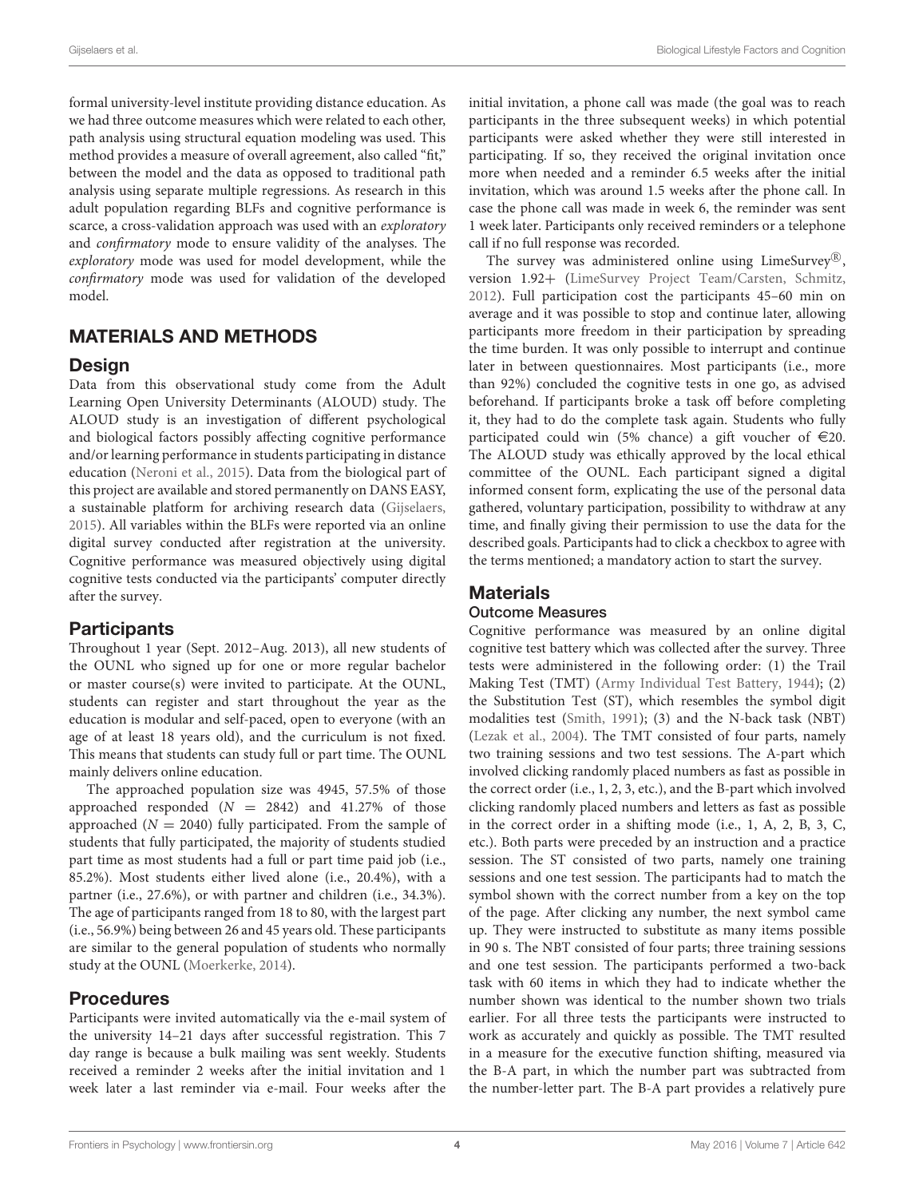formal university-level institute providing distance education. As we had three outcome measures which were related to each other, path analysis using structural equation modeling was used. This method provides a measure of overall agreement, also called "fit," between the model and the data as opposed to traditional path analysis using separate multiple regressions. As research in this adult population regarding BLFs and cognitive performance is scarce, a cross-validation approach was used with an *exploratory* and *confirmatory* mode to ensure validity of the analyses. The *exploratory* mode was used for model development, while the *confirmatory* mode was used for validation of the developed model.

## MATERIALS AND METHODS

### Design

Data from this observational study come from the Adult Learning Open University Determinants (ALOUD) study. The ALOUD study is an investigation of different psychological and biological factors possibly affecting cognitive performance and/or learning performance in students participating in distance education (Neroni et al., 2015). Data from the biological part of this project are available and stored permanently on DANS EASY, a sustainable platform for archiving research data (Gijselaers, 2015). All variables within the BLFs were reported via an online digital survey conducted after registration at the university. Cognitive performance was measured objectively using digital cognitive tests conducted via the participants' computer directly after the survey.

### Participants

Throughout 1 year (Sept. 2012–Aug. 2013), all new students of the OUNL who signed up for one or more regular bachelor or master course(s) were invited to participate. At the OUNL, students can register and start throughout the year as the education is modular and self-paced, open to everyone (with an age of at least 18 years old), and the curriculum is not fixed. This means that students can study full or part time. The OUNL mainly delivers online education.

The approached population size was 4945, 57.5% of those approached responded ($N = 2842$) and 41.27% of those approached ($N = 2040$) fully participated. From the sample of students that fully participated, the majority of students studied part time as most students had a full or part time paid job (i.e., 85.2%). Most students either lived alone (i.e., 20.4%), with a partner (i.e., 27.6%), or with partner and children (i.e., 34.3%). The age of participants ranged from 18 to 80, with the largest part (i.e., 56.9%) being between 26 and 45 years old. These participants are similar to the general population of students who normally study at the OUNL (Moerkerke, 2014).

### Procedures

Participants were invited automatically via the e-mail system of the university 14–21 days after successful registration. This 7 day range is because a bulk mailing was sent weekly. Students received a reminder 2 weeks after the initial invitation and 1 week later a last reminder via e-mail. Four weeks after the initial invitation, a phone call was made (the goal was to reach participants in the three subsequent weeks) in which potential participants were asked whether they were still interested in participating. If so, they received the original invitation once more when needed and a reminder 6.5 weeks after the initial invitation, which was around 1.5 weeks after the phone call. In case the phone call was made in week 6, the reminder was sent 1 week later. Participants only received reminders or a telephone call if no full response was recorded.

The survey was administered online using LimeSurvey®, version 1.92+ (LimeSurvey Project Team/Carsten, Schmitz, 2012). Full participation cost the participants 45–60 min on average and it was possible to stop and continue later, allowing participants more freedom in their participation by spreading the time burden. It was only possible to interrupt and continue later in between questionnaires. Most participants (i.e., more than 92%) concluded the cognitive tests in one go, as advised beforehand. If participants broke a task off before completing it, they had to do the complete task again. Students who fully participated could win (5% chance) a gift voucher of €20. The ALOUD study was ethically approved by the local ethical committee of the OUNL. Each participant signed a digital informed consent form, explicating the use of the personal data gathered, voluntary participation, possibility to withdraw at any time, and finally giving their permission to use the data for the described goals. Participants had to click a checkbox to agree with the terms mentioned; a mandatory action to start the survey.

### Materials

#### Outcome Measures

Cognitive performance was measured by an online digital cognitive test battery which was collected after the survey. Three tests were administered in the following order: (1) the Trail Making Test (TMT) (Army Individual Test Battery, 1944); (2) the Substitution Test (ST), which resembles the symbol digit modalities test (Smith, 1991); (3) and the N-back task (NBT) (Lezak et al., 2004). The TMT consisted of four parts, namely two training sessions and two test sessions. The A-part which involved clicking randomly placed numbers as fast as possible in the correct order (i.e., 1, 2, 3, etc.), and the B-part which involved clicking randomly placed numbers and letters as fast as possible in the correct order in a shifting mode (i.e., 1, A, 2, B, 3, C, etc.). Both parts were preceded by an instruction and a practice session. The ST consisted of two parts, namely one training sessions and one test session. The participants had to match the symbol shown with the correct number from a key on the top of the page. After clicking any number, the next symbol came up. They were instructed to substitute as many items possible in 90 s. The NBT consisted of four parts; three training sessions and one test session. The participants performed a two-back task with 60 items in which they had to indicate whether the number shown was identical to the number shown two trials earlier. For all three tests the participants were instructed to work as accurately and quickly as possible. The TMT resulted in a measure for the executive function shifting, measured via the B-A part, in which the number part was subtracted from the number-letter part. The B-A part provides a relatively pure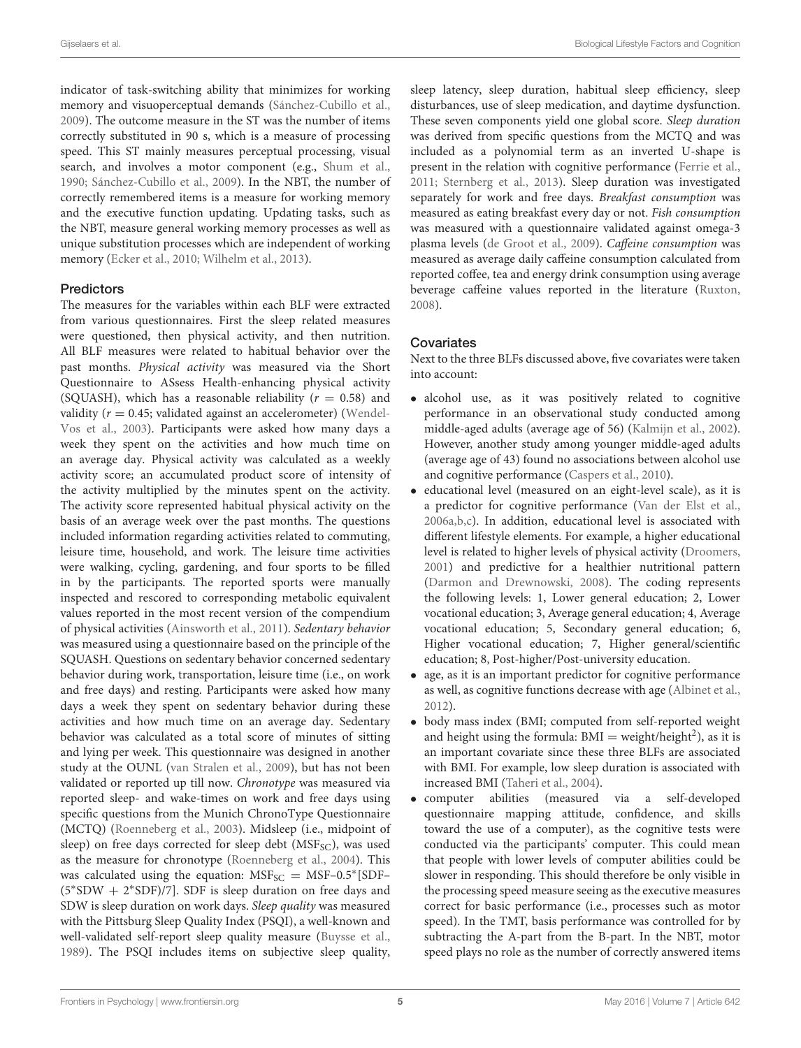indicator of task-switching ability that minimizes for working memory and visuoperceptual demands (Sánchez-Cubillo et al., 2009). The outcome measure in the ST was the number of items correctly substituted in 90 s, which is a measure of processing speed. This ST mainly measures perceptual processing, visual search, and involves a motor component (e.g., Shum et al., 1990; Sánchez-Cubillo et al., 2009). In the NBT, the number of correctly remembered items is a measure for working memory and the executive function updating. Updating tasks, such as the NBT, measure general working memory processes as well as unique substitution processes which are independent of working memory (Ecker et al., 2010; Wilhelm et al., 2013).

### Predictors

The measures for the variables within each BLF were extracted from various questionnaires. First the sleep related measures were questioned, then physical activity, and then nutrition. All BLF measures were related to habitual behavior over the past months. *Physical activity* was measured via the Short Questionnaire to ASsess Health-enhancing physical activity (SQUASH), which has a reasonable reliability ($r = 0.58$) and validity ($r = 0.45$; validated against an accelerometer) (Wendel-Vos et al., 2003). Participants were asked how many days a week they spent on the activities and how much time on an average day. Physical activity was calculated as a weekly activity score; an accumulated product score of intensity of the activity multiplied by the minutes spent on the activity. The activity score represented habitual physical activity on the basis of an average week over the past months. The questions included information regarding activities related to commuting, leisure time, household, and work. The leisure time activities were walking, cycling, gardening, and four sports to be filled in by the participants. The reported sports were manually inspected and rescored to corresponding metabolic equivalent values reported in the most recent version of the compendium of physical activities (Ainsworth et al., 2011). *Sedentary behavior* was measured using a questionnaire based on the principle of the SQUASH. Questions on sedentary behavior concerned sedentary behavior during work, transportation, leisure time (i.e., on work and free days) and resting. Participants were asked how many days a week they spent on sedentary behavior during these activities and how much time on an average day. Sedentary behavior was calculated as a total score of minutes of sitting and lying per week. This questionnaire was designed in another study at the OUNL (van Stralen et al., 2009), but has not been validated or reported up till now. *Chronotype* was measured via reported sleep- and wake-times on work and free days using specific questions from the Munich ChronoType Questionnaire (MCTQ) (Roenneberg et al., 2003). Midsleep (i.e., midpoint of sleep) on free days corrected for sleep debt ($MSF_{SC}$), was used as the measure for chronotype (Roenneberg et al., 2004). This was calculated using the equation: $MSF_{SC} = MSF–0.5^*[SDF–(5^*SDW + 2^*SDF)/7]$. SDF is sleep duration on free days and SDW is sleep duration on work days. *Sleep quality* was measured with the Pittsburg Sleep Quality Index (PSQI), a well-known and well-validated self-report sleep quality measure (Buysse et al., 1989). The PSQI includes items on subjective sleep quality, sleep latency, sleep duration, habitual sleep efficiency, sleep disturbances, use of sleep medication, and daytime dysfunction. These seven components yield one global score. *Sleep duration* was derived from specific questions from the MCTQ and was included as a polynomial term as an inverted U-shape is present in the relation with cognitive performance (Ferrie et al., 2011; Sternberg et al., 2013). Sleep duration was investigated separately for work and free days. *Breakfast consumption* was measured as eating breakfast every day or not. *Fish consumption* was measured with a questionnaire validated against omega-3 plasma levels (de Groot et al., 2009). *Caffeine consumption* was measured as average daily caffeine consumption calculated from reported coffee, tea and energy drink consumption using average beverage caffeine values reported in the literature (Ruxton, 2008).

### Covariates

Next to the three BLFs discussed above, five covariates were taken into account:

- alcohol use, as it was positively related to cognitive performance in an observational study conducted among middle-aged adults (average age of 56) (Kalmijn et al., 2002). However, another study among younger middle-aged adults (average age of 43) found no associations between alcohol use and cognitive performance (Caspers et al., 2010).
- educational level (measured on an eight-level scale), as it is a predictor for cognitive performance (Van der Elst et al., 2006a,b,c). In addition, educational level is associated with different lifestyle elements. For example, a higher educational level is related to higher levels of physical activity (Droomers, 2001) and predictive for a healthier nutritional pattern (Darmon and Drewnowski, 2008). The coding represents the following levels: 1, Lower general education; 2, Lower vocational education; 3, Average general education; 4, Average vocational education; 5, Secondary general education; 6, Higher vocational education; 7, Higher general/scientific education; 8, Post-higher/Post-university education.
- age, as it is an important predictor for cognitive performance as well, as cognitive functions decrease with age (Albinet et al., 2012).
- body mass index (BMI; computed from self-reported weight and height using the formula: $BMI = weight/height^2$), as it is an important covariate since these three BLFs are associated with BMI. For example, low sleep duration is associated with increased BMI (Taheri et al., 2004).
- computer abilities (measured via a self-developed questionnaire mapping attitude, confidence, and skills toward the use of a computer), as the cognitive tests were conducted via the participants' computer. This could mean that people with lower levels of computer abilities could be slower in responding. This should therefore be only visible in the processing speed measure seeing as the executive measures correct for basic performance (i.e., processes such as motor speed). In the TMT, basis performance was controlled for by subtracting the A-part from the B-part. In the NBT, motor speed plays no role as the number of correctly answered items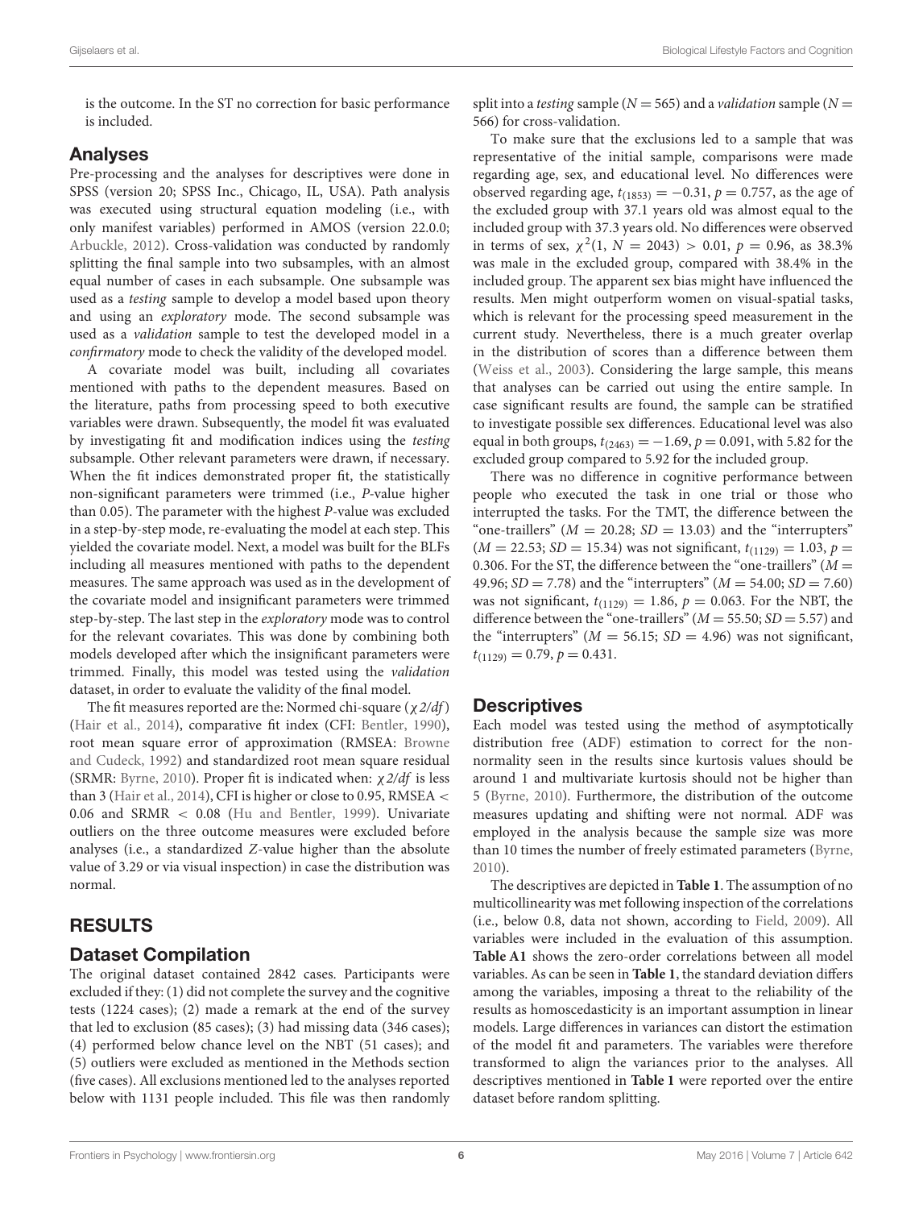is the outcome. In the ST no correction for basic performance is included.

## Analyses

Pre-processing and the analyses for descriptives were done in SPSS (version 20; SPSS Inc., Chicago, IL, USA). Path analysis was executed using structural equation modeling (i.e., with only manifest variables) performed in AMOS (version 22.0.0; Arbuckle, 2012). Cross-validation was conducted by randomly splitting the final sample into two subsamples, with an almost equal number of cases in each subsample. One subsample was used as a *testing* sample to develop a model based upon theory and using an *exploratory* mode. The second subsample was used as a *validation* sample to test the developed model in a *confirmatory* mode to check the validity of the developed model.

A covariate model was built, including all covariates mentioned with paths to the dependent measures. Based on the literature, paths from processing speed to both executive variables were drawn. Subsequently, the model fit was evaluated by investigating fit and modification indices using the *testing* subsample. Other relevant parameters were drawn, if necessary. When the fit indices demonstrated proper fit, the statistically non-significant parameters were trimmed (i.e., *P*-value higher than 0.05). The parameter with the highest *P*-value was excluded in a step-by-step mode, re-evaluating the model at each step. This yielded the covariate model. Next, a model was built for the BLFs including all measures mentioned with paths to the dependent measures. The same approach was used as in the development of the covariate model and insignificant parameters were trimmed step-by-step. The last step in the *exploratory* mode was to control for the relevant covariates. This was done by combining both models developed after which the insignificant parameters were trimmed. Finally, this model was tested using the *validation* dataset, in order to evaluate the validity of the final model.

The fit measures reported are the: Normed chi-square ($\chi 2/df$) (Hair et al., 2014), comparative fit index (CFI: Bentler, 1990), root mean square error of approximation (RMSEA: Browne and Cudeck, 1992) and standardized root mean square residual (SRMR: Byrne, 2010). Proper fit is indicated when: $\chi 2/df$ is less than 3 (Hair et al., 2014), CFI is higher or close to 0.95, RMSEA < 0.06 and SRMR < 0.08 (Hu and Bentler, 1999). Univariate outliers on the three outcome measures were excluded before analyses (i.e., a standardized *Z*-value higher than the absolute value of 3.29 or via visual inspection) in case the distribution was normal.

# RESULTS

## Dataset Compilation

The original dataset contained 2842 cases. Participants were excluded if they: (1) did not complete the survey and the cognitive tests (1224 cases); (2) made a remark at the end of the survey that led to exclusion (85 cases); (3) had missing data (346 cases); (4) performed below chance level on the NBT (51 cases); and (5) outliers were excluded as mentioned in the Methods section (five cases). All exclusions mentioned led to the analyses reported below with 1131 people included. This file was then randomly split into a *testing* sample ($N = 565$) and a *validation* sample ($N = 566$) for cross-validation.

To make sure that the exclusions led to a sample that was representative of the initial sample, comparisons were made regarding age, sex, and educational level. No differences were observed regarding age, $t_{(1853)} = -0.31$, $p = 0.757$, as the age of the excluded group with 37.1 years old was almost equal to the included group with 37.3 years old. No differences were observed in terms of sex, $\chi^2(1, N = 2043) > 0.01$, $p = 0.96$, as 38.3% was male in the excluded group, compared with 38.4% in the included group. The apparent sex bias might have influenced the results. Men might outperform women on visual-spatial tasks, which is relevant for the processing speed measurement in the current study. Nevertheless, there is a much greater overlap in the distribution of scores than a difference between them (Weiss et al., 2003). Considering the large sample, this means that analyses can be carried out using the entire sample. In case significant results are found, the sample can be stratified to investigate possible sex differences. Educational level was also equal in both groups, $t_{(2463)} = -1.69$, $p = 0.091$, with 5.82 for the excluded group compared to 5.92 for the included group.

There was no difference in cognitive performance between people who executed the task in one trial or those who interrupted the tasks. For the TMT, the difference between the "one-traillers" ($M = 20.28$; $SD = 13.03$) and the "interrupters" ($M = 22.53$; $SD = 15.34$) was not significant, $t_{(1129)} = 1.03$, $p = 0.306$. For the ST, the difference between the "one-traillers" ($M = 49.96$; $SD = 7.78$) and the "interrupters" ($M = 54.00$; $SD = 7.60$) was not significant, $t_{(1129)} = 1.86$, $p = 0.063$. For the NBT, the difference between the "one-traillers" ($M = 55.50$; $SD = 5.57$) and the "interrupters" ($M = 56.15$; $SD = 4.96$) was not significant, $t_{(1129)} = 0.79$, $p = 0.431$.

## Descriptives

Each model was tested using the method of asymptotically distribution free (ADF) estimation to correct for the non-normality seen in the results since kurtosis values should be around 1 and multivariate kurtosis should not be higher than 5 (Byrne, 2010). Furthermore, the distribution of the outcome measures updating and shifting were not normal. ADF was employed in the analysis because the sample size was more than 10 times the number of freely estimated parameters (Byrne, 2010).

The descriptives are depicted in **Table 1**. The assumption of no multicollinearity was met following inspection of the correlations (i.e., below 0.8, data not shown, according to Field, 2009). All variables were included in the evaluation of this assumption. **Table A1** shows the zero-order correlations between all model variables. As can be seen in **Table 1**, the standard deviation differs among the variables, imposing a threat to the reliability of the results as homoscedasticity is an important assumption in linear models. Large differences in variances can distort the estimation of the model fit and parameters. The variables were therefore transformed to align the variances prior to the analyses. All descriptives mentioned in **Table 1** were reported over the entire dataset before random splitting.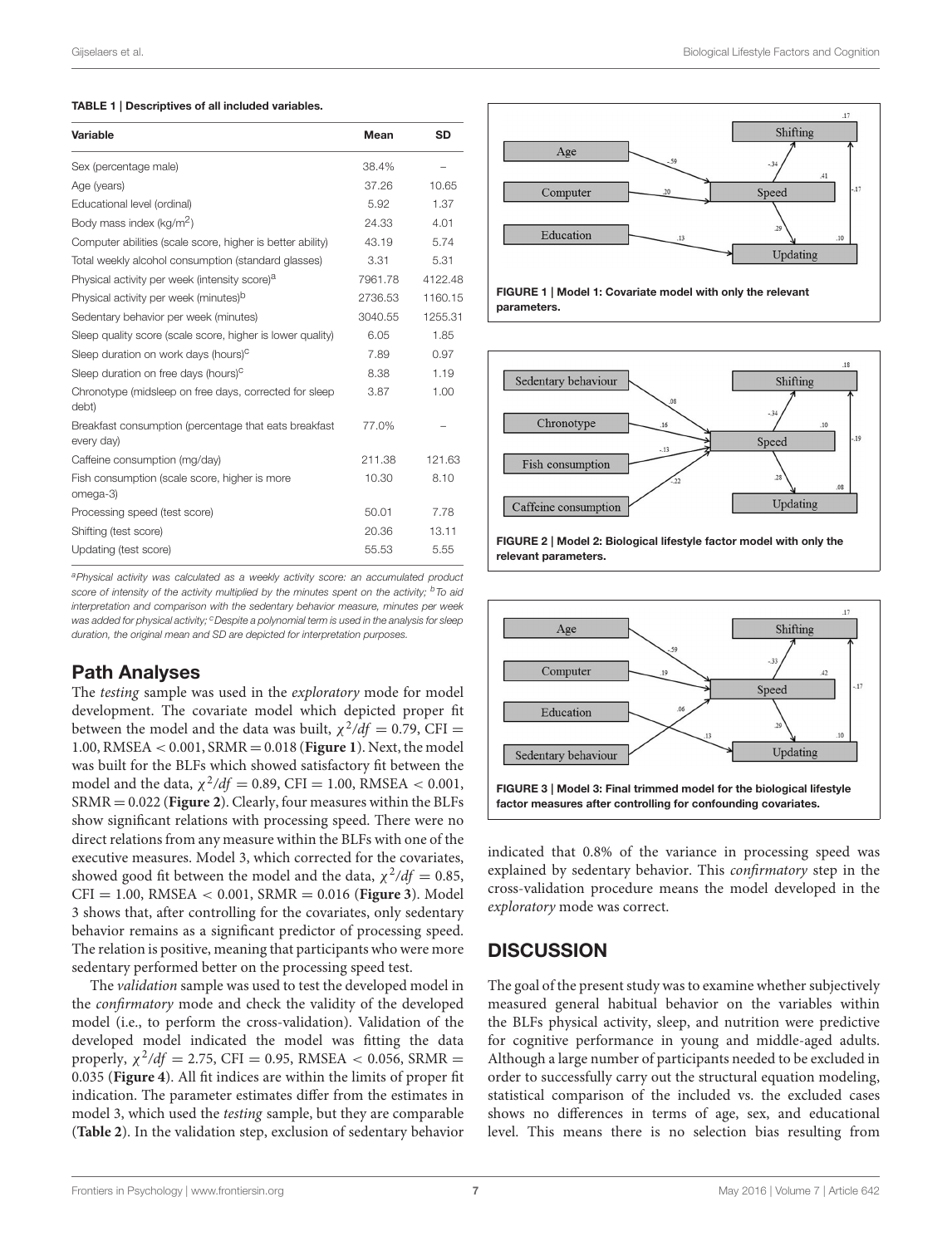**TABLE 1 | Descriptives of all included variables.**

| Variable | Mean | SD |
|---|---|---|
| Sex (percentage male) | 38.4% | – |
| Age (years) | 37.26 | 10.65 |
| Educational level (ordinal) | 5.92 | 1.37 |
| Body mass index (kg/m$^2$) | 24.33 | 4.01 |
| Computer abilities (scale score, higher is better ability) | 43.19 | 5.74 |
| Total weekly alcohol consumption (standard glasses) | 3.31 | 5.31 |
| Physical activity per week (intensity score)[a] | 7961.78 | 4122.48 |
| Physical activity per week (minutes)[b] | 2736.53 | 1160.15 |
| Sedentary behavior per week (minutes) | 3040.55 | 1255.31 |
| Sleep quality score (scale score, higher is lower quality) | 6.05 | 1.85 |
| Sleep duration on work days (hours)[c] | 7.89 | 0.97 |
| Sleep duration on free days (hours)[c] | 8.38 | 1.19 |
| Chronotype (midsleep on free days, corrected for sleep debt) | 3.87 | 1.00 |
| Breakfast consumption (percentage that eats breakfast every day) | 77.0% | – |
| Caffeine consumption (mg/day) | 211.38 | 121.63 |
| Fish consumption (scale score, higher is more omega-3) | 10.30 | 8.10 |
| Processing speed (test score) | 50.01 | 7.78 |
| Shifting (test score) | 20.36 | 13.11 |
| Updating (test score) | 55.53 | 5.55 |

[a]*Physical activity was calculated as a weekly activity score: an accumulated product score of intensity of the activity multiplied by the minutes spent on the activity;* [b]*To aid interpretation and comparison with the sedentary behavior measure, minutes per week was added for physical activity;* [c]*Despite a polynomial term is used in the analysis for sleep duration, the original mean and SD are depicted for interpretation purposes.*

## Path Analyses

The *testing* sample was used in the *exploratory* mode for model development. The covariate model which depicted proper fit between the model and the data was built, $\chi^2/df = 0.79$, CFI = 1.00, RMSEA < 0.001, SRMR = 0.018 (**Figure 1**). Next, the model was built for the BLFs which showed satisfactory fit between the model and the data, $\chi^2/df = 0.89$, CFI = 1.00, RMSEA < 0.001, SRMR = 0.022 (**Figure 2**). Clearly, four measures within the BLFs show significant relations with processing speed. There were no direct relations from any measure within the BLFs with one of the executive measures. Model 3, which corrected for the covariates, showed good fit between the model and the data, $\chi^2/df = 0.85$, CFI = 1.00, RMSEA < 0.001, SRMR = 0.016 (**Figure 3**). Model 3 shows that, after controlling for the covariates, only sedentary behavior remains as a significant predictor of processing speed. The relation is positive, meaning that participants who were more sedentary performed better on the processing speed test.

The *validation* sample was used to test the developed model in the *confirmatory* mode and check the validity of the developed model (i.e., to perform the cross-validation). Validation of the developed model indicated the model was fitting the data properly, $\chi^2/df = 2.75$, CFI = 0.95, RMSEA < 0.056, SRMR = 0.035 (**Figure 4**). All fit indices are within the limits of proper fit indication. The parameter estimates differ from the estimates in model 3, which used the *testing* sample, but they are comparable (**Table 2**). In the validation step, exclusion of sedentary behavior indicated that 0.8% of the variance in processing speed was explained by sedentary behavior. This *confirmatory* step in the cross-validation procedure means the model developed in the *exploratory* mode was correct.

**FIGURE 1 | Model 1: Covariate model with only the relevant parameters.**

**FIGURE 2 | Model 2: Biological lifestyle factor model with only the relevant parameters.**

**FIGURE 3 | Model 3: Final trimmed model for the biological lifestyle factor measures after controlling for confounding covariates.**

## DISCUSSION

The goal of the present study was to examine whether subjectively measured general habitual behavior on the variables within the BLFs physical activity, sleep, and nutrition were predictive for cognitive performance in young and middle-aged adults. Although a large number of participants needed to be excluded in order to successfully carry out the structural equation modeling, statistical comparison of the included vs. the excluded cases shows no differences in terms of age, sex, and educational level. This means there is no selection bias resulting from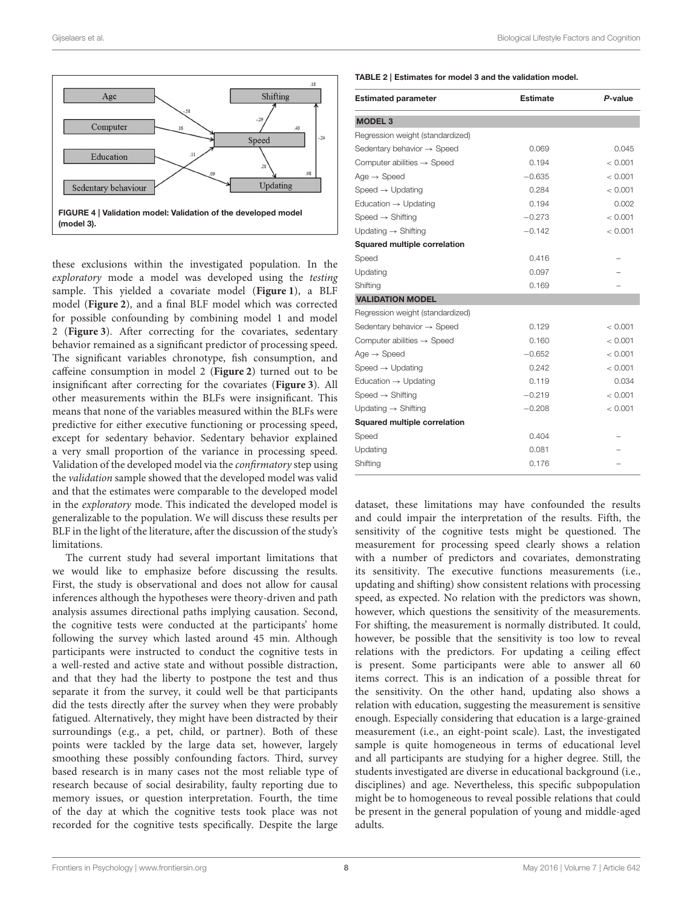FIGURE 4 | Validation model: Validation of the developed model (model 3).

these exclusions within the investigated population. In the *exploratory* mode a model was developed using the *testing* sample. This yielded a covariate model (**Figure 1**), a BLF model (**Figure 2**), and a final BLF model which was corrected for possible confounding by combining model 1 and model 2 (**Figure 3**). After correcting for the covariates, sedentary behavior remained as a significant predictor of processing speed. The significant variables chronotype, fish consumption, and caffeine consumption in model 2 (**Figure 2**) turned out to be insignificant after correcting for the covariates (**Figure 3**). All other measurements within the BLFs were insignificant. This means that none of the variables measured within the BLFs were predictive for either executive functioning or processing speed, except for sedentary behavior. Sedentary behavior explained a very small proportion of the variance in processing speed. Validation of the developed model via the *confirmatory* step using the *validation* sample showed that the developed model was valid and that the estimates were comparable to the developed model in the *exploratory* mode. This indicated the developed model is generalizable to the population. We will discuss these results per BLF in the light of the literature, after the discussion of the study's limitations.

The current study had several important limitations that we would like to emphasize before discussing the results. First, the study is observational and does not allow for causal inferences although the hypotheses were theory-driven and path analysis assumes directional paths implying causation. Second, the cognitive tests were conducted at the participants' home following the survey which lasted around 45 min. Although participants were instructed to conduct the cognitive tests in a well-rested and active state and without possible distraction, and that they had the liberty to postpone the test and thus separate it from the survey, it could well be that participants did the tests directly after the survey when they were probably fatigued. Alternatively, they might have been distracted by their surroundings (e.g., a pet, child, or partner). Both of these points were tackled by the large data set, however, largely smoothing these possibly confounding factors. Third, survey based research is in many cases not the most reliable type of research because of social desirability, faulty reporting due to memory issues, or question interpretation. Fourth, the time of the day at which the cognitive tests took place was not recorded for the cognitive tests specifically. Despite the large

**TABLE 2 | Estimates for model 3 and the validation model.**

| Estimated parameter | Estimate | *P*-value |
|---|---|---|
| **MODEL 3** | | |
| Regression weight (standardized) | | |
| Sedentary behavior → Speed | 0.069 | 0.045 |
| Computer abilities → Speed | 0.194 | < 0.001 |
| Age → Speed | −0.635 | < 0.001 |
| Speed → Updating | 0.284 | < 0.001 |
| Education → Updating | 0.194 | 0.002 |
| Speed → Shifting | −0.273 | < 0.001 |
| Updating → Shifting | −0.142 | < 0.001 |
| **Squared multiple correlation** | | |
| Speed | 0.416 | – |
| Updating | 0.097 | – |
| Shifting | 0.169 | – |
| **VALIDATION MODEL** | | |
| Regression weight (standardized) | | |
| Sedentary behavior → Speed | 0.129 | < 0.001 |
| Computer abilities → Speed | 0.160 | < 0.001 |
| Age → Speed | −0.652 | < 0.001 |
| Speed → Updating | 0.242 | < 0.001 |
| Education → Updating | 0.119 | 0.034 |
| Speed → Shifting | −0.219 | < 0.001 |
| Updating → Shifting | −0.208 | < 0.001 |
| **Squared multiple correlation** | | |
| Speed | 0.404 | – |
| Updating | 0.081 | – |
| Shifting | 0.176 | – |

dataset, these limitations may have confounded the results and could impair the interpretation of the results. Fifth, the sensitivity of the cognitive tests might be questioned. The measurement for processing speed clearly shows a relation with a number of predictors and covariates, demonstrating its sensitivity. The executive functions measurements (i.e., updating and shifting) show consistent relations with processing speed, as expected. No relation with the predictors was shown, however, which questions the sensitivity of the measurements. For shifting, the measurement is normally distributed. It could, however, be possible that the sensitivity is too low to reveal relations with the predictors. For updating a ceiling effect is present. Some participants were able to answer all 60 items correct. This is an indication of a possible threat for the sensitivity. On the other hand, updating also shows a relation with education, suggesting the measurement is sensitive enough. Especially considering that education is a large-grained measurement (i.e., an eight-point scale). Last, the investigated sample is quite homogeneous in terms of educational level and all participants are studying for a higher degree. Still, the students investigated are diverse in educational background (i.e., disciplines) and age. Nevertheless, this specific subpopulation might be to homogeneous to reveal possible relations that could be present in the general population of young and middle-aged adults.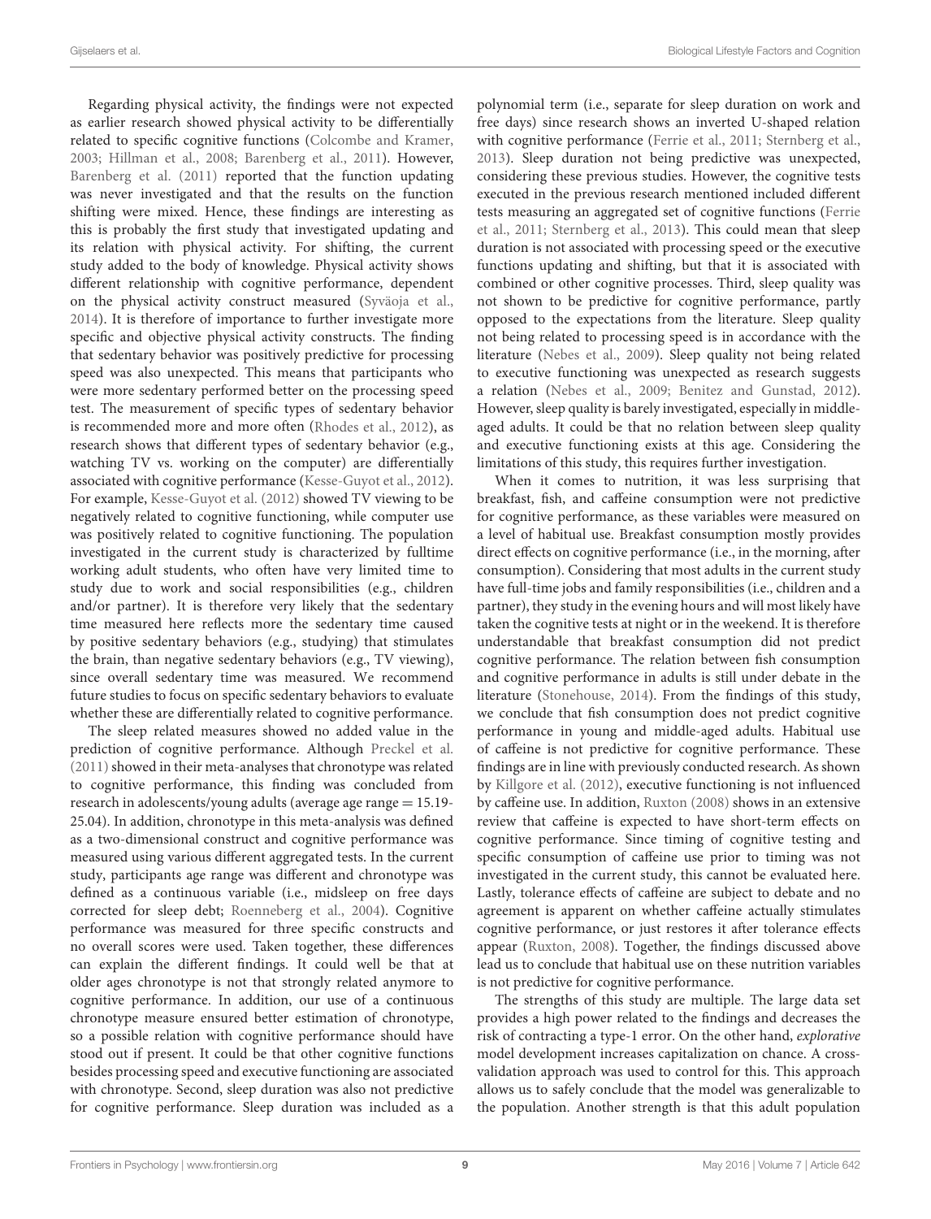Regarding physical activity, the findings were not expected as earlier research showed physical activity to be differentially related to specific cognitive functions (Colcombe and Kramer, 2003; Hillman et al., 2008; Barenberg et al., 2011). However, Barenberg et al. (2011) reported that the function updating was never investigated and that the results on the function shifting were mixed. Hence, these findings are interesting as this is probably the first study that investigated updating and its relation with physical activity. For shifting, the current study added to the body of knowledge. Physical activity shows different relationship with cognitive performance, dependent on the physical activity construct measured (Syväoja et al., 2014). It is therefore of importance to further investigate more specific and objective physical activity constructs. The finding that sedentary behavior was positively predictive for processing speed was also unexpected. This means that participants who were more sedentary performed better on the processing speed test. The measurement of specific types of sedentary behavior is recommended more and more often (Rhodes et al., 2012), as research shows that different types of sedentary behavior (e.g., watching TV vs. working on the computer) are differentially associated with cognitive performance (Kesse-Guyot et al., 2012). For example, Kesse-Guyot et al. (2012) showed TV viewing to be negatively related to cognitive functioning, while computer use was positively related to cognitive functioning. The population investigated in the current study is characterized by fulltime working adult students, who often have very limited time to study due to work and social responsibilities (e.g., children and/or partner). It is therefore very likely that the sedentary time measured here reflects more the sedentary time caused by positive sedentary behaviors (e.g., studying) that stimulates the brain, than negative sedentary behaviors (e.g., TV viewing), since overall sedentary time was measured. We recommend future studies to focus on specific sedentary behaviors to evaluate whether these are differentially related to cognitive performance.

The sleep related measures showed no added value in the prediction of cognitive performance. Although Preckel et al. (2011) showed in their meta-analyses that chronotype was related to cognitive performance, this finding was concluded from research in adolescents/young adults (average age range = 15.19-25.04). In addition, chronotype in this meta-analysis was defined as a two-dimensional construct and cognitive performance was measured using various different aggregated tests. In the current study, participants age range was different and chronotype was defined as a continuous variable (i.e., midsleep on free days corrected for sleep debt; Roenneberg et al., 2004). Cognitive performance was measured for three specific constructs and no overall scores were used. Taken together, these differences can explain the different findings. It could well be that at older ages chronotype is not that strongly related anymore to cognitive performance. In addition, our use of a continuous chronotype measure ensured better estimation of chronotype, so a possible relation with cognitive performance should have stood out if present. It could be that other cognitive functions besides processing speed and executive functioning are associated with chronotype. Second, sleep duration was also not predictive for cognitive performance. Sleep duration was included as a polynomial term (i.e., separate for sleep duration on work and free days) since research shows an inverted U-shaped relation with cognitive performance (Ferrie et al., 2011; Sternberg et al., 2013). Sleep duration not being predictive was unexpected, considering these previous studies. However, the cognitive tests executed in the previous research mentioned included different tests measuring an aggregated set of cognitive functions (Ferrie et al., 2011; Sternberg et al., 2013). This could mean that sleep duration is not associated with processing speed or the executive functions updating and shifting, but that it is associated with combined or other cognitive processes. Third, sleep quality was not shown to be predictive for cognitive performance, partly opposed to the expectations from the literature. Sleep quality not being related to processing speed is in accordance with the literature (Nebes et al., 2009). Sleep quality not being related to executive functioning was unexpected as research suggests a relation (Nebes et al., 2009; Benitez and Gunstad, 2012). However, sleep quality is barely investigated, especially in middle-aged adults. It could be that no relation between sleep quality and executive functioning exists at this age. Considering the limitations of this study, this requires further investigation.

When it comes to nutrition, it was less surprising that breakfast, fish, and caffeine consumption were not predictive for cognitive performance, as these variables were measured on a level of habitual use. Breakfast consumption mostly provides direct effects on cognitive performance (i.e., in the morning, after consumption). Considering that most adults in the current study have full-time jobs and family responsibilities (i.e., children and a partner), they study in the evening hours and will most likely have taken the cognitive tests at night or in the weekend. It is therefore understandable that breakfast consumption did not predict cognitive performance. The relation between fish consumption and cognitive performance in adults is still under debate in the literature (Stonehouse, 2014). From the findings of this study, we conclude that fish consumption does not predict cognitive performance in young and middle-aged adults. Habitual use of caffeine is not predictive for cognitive performance. These findings are in line with previously conducted research. As shown by Killgore et al. (2012), executive functioning is not influenced by caffeine use. In addition, Ruxton (2008) shows in an extensive review that caffeine is expected to have short-term effects on cognitive performance. Since timing of cognitive testing and specific consumption of caffeine use prior to timing was not investigated in the current study, this cannot be evaluated here. Lastly, tolerance effects of caffeine are subject to debate and no agreement is apparent on whether caffeine actually stimulates cognitive performance, or just restores it after tolerance effects appear (Ruxton, 2008). Together, the findings discussed above lead us to conclude that habitual use on these nutrition variables is not predictive for cognitive performance.

The strengths of this study are multiple. The large data set provides a high power related to the findings and decreases the risk of contracting a type-1 error. On the other hand, *explorative* model development increases capitalization on chance. A cross-validation approach was used to control for this. This approach allows us to safely conclude that the model was generalizable to the population. Another strength is that this adult population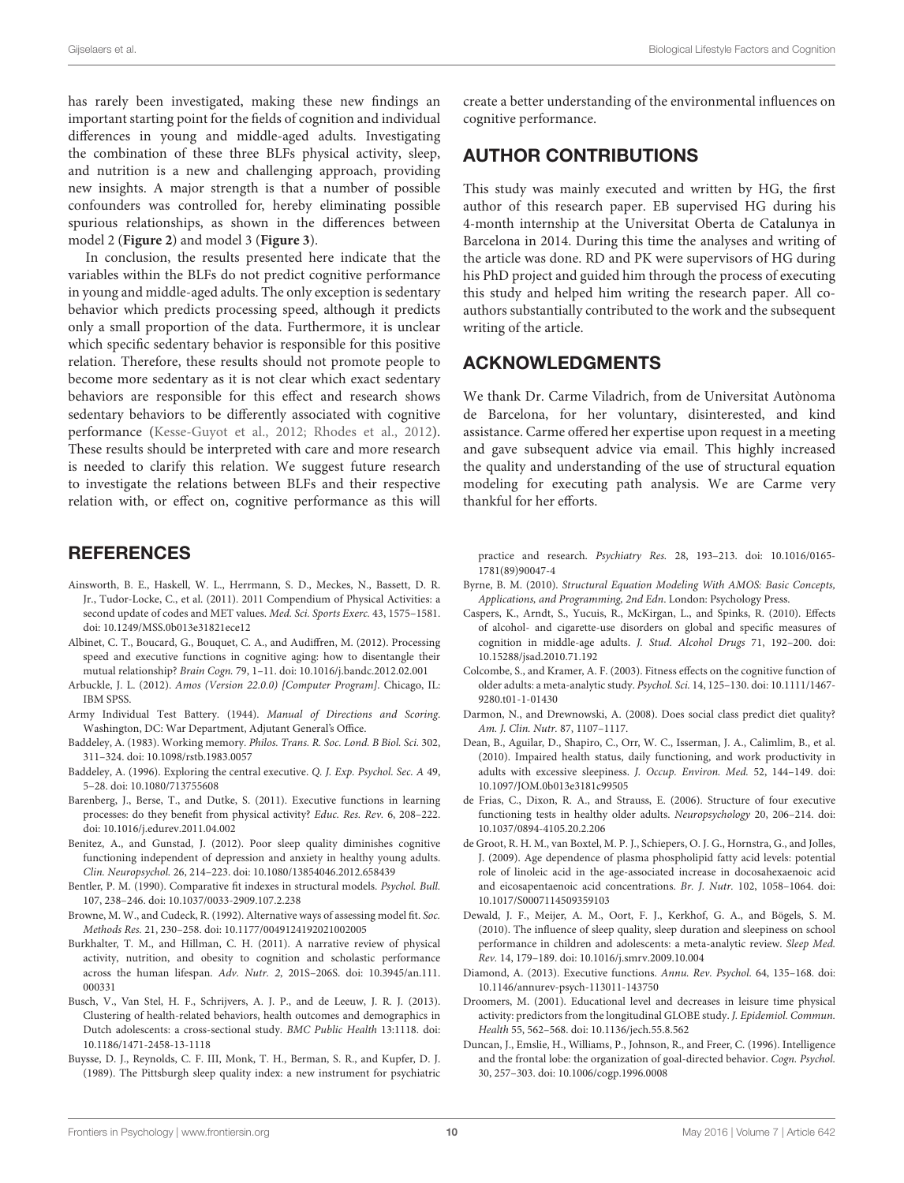has rarely been investigated, making these new findings an important starting point for the fields of cognition and individual differences in young and middle-aged adults. Investigating the combination of these three BLFs physical activity, sleep, and nutrition is a new and challenging approach, providing new insights. A major strength is that a number of possible confounders was controlled for, hereby eliminating possible spurious relationships, as shown in the differences between model 2 (**Figure 2**) and model 3 (**Figure 3**).

In conclusion, the results presented here indicate that the variables within the BLFs do not predict cognitive performance in young and middle-aged adults. The only exception is sedentary behavior which predicts processing speed, although it predicts only a small proportion of the data. Furthermore, it is unclear which specific sedentary behavior is responsible for this positive relation. Therefore, these results should not promote people to become more sedentary as it is not clear which exact sedentary behaviors are responsible for this effect and research shows sedentary behaviors to be differently associated with cognitive performance (Kesse-Guyot et al., 2012; Rhodes et al., 2012). These results should be interpreted with care and more research is needed to clarify this relation. We suggest future research to investigate the relations between BLFs and their respective relation with, or effect on, cognitive performance as this will create a better understanding of the environmental influences on cognitive performance.

## AUTHOR CONTRIBUTIONS

This study was mainly executed and written by HG, the first author of this research paper. EB supervised HG during his 4-month internship at the Universitat Oberta de Catalunya in Barcelona in 2014. During this time the analyses and writing of the article was done. RD and PK were supervisors of HG during his PhD project and guided him through the process of executing this study and helped him writing the research paper. All co-authors substantially contributed to the work and the subsequent writing of the article.

## ACKNOWLEDGMENTS

We thank Dr. Carme Viladrich, from de Universitat Autònoma de Barcelona, for her voluntary, disinterested, and kind assistance. Carme offered her expertise upon request in a meeting and gave subsequent advice via email. This highly increased the quality and understanding of the use of structural equation modeling for executing path analysis. We are Carme very thankful for her efforts.

## REFERENCES

Ainsworth, B. E., Haskell, W. L., Herrmann, S. D., Meckes, N., Bassett, D. R. Jr., Tudor-Locke, C., et al. (2011). 2011 Compendium of Physical Activities: a second update of codes and MET values. *Med. Sci. Sports Exerc.* 43, 1575–1581. doi: 10.1249/MSS.0b013e31821ece12

Albinet, C. T., Boucard, G., Bouquet, C. A., and Audiffren, M. (2012). Processing speed and executive functions in cognitive aging: how to disentangle their mutual relationship? *Brain Cogn.* 79, 1–11. doi: 10.1016/j.bandc.2012.02.001

Arbuckle, J. L. (2012). *Amos (Version 22.0.0) [Computer Program]*. Chicago, IL: IBM SPSS.

Army Individual Test Battery. (1944). *Manual of Directions and Scoring.* Washington, DC: War Department, Adjutant General's Office.

Baddeley, A. (1983). Working memory. *Philos. Trans. R. Soc. Lond. B Biol. Sci.* 302, 311–324. doi: 10.1098/rstb.1983.0057

Baddeley, A. (1996). Exploring the central executive. *Q. J. Exp. Psychol. Sec. A* 49, 5–28. doi: 10.1080/713755608

Barenberg, J., Berse, T., and Dutke, S. (2011). Executive functions in learning processes: do they benefit from physical activity? *Educ. Res. Rev.* 6, 208–222. doi: 10.1016/j.edurev.2011.04.002

Benitez, A., and Gunstad, J. (2012). Poor sleep quality diminishes cognitive functioning independent of depression and anxiety in healthy young adults. *Clin. Neuropsychol.* 26, 214–223. doi: 10.1080/13854046.2012.658439

Bentler, P. M. (1990). Comparative fit indexes in structural models. *Psychol. Bull.* 107, 238–246. doi: 10.1037/0033-2909.107.2.238

Browne, M. W., and Cudeck, R. (1992). Alternative ways of assessing model fit. *Soc. Methods Res.* 21, 230–258. doi: 10.1177/0049124192021002005

Burkhalter, T. M., and Hillman, C. H. (2011). A narrative review of physical activity, nutrition, and obesity to cognition and scholastic performance across the human lifespan. *Adv. Nutr. 2*, 201S–206S. doi: 10.3945/an.111.000331

Busch, V., Van Stel, H. F., Schrijvers, A. J. P., and de Leeuw, J. R. J. (2013). Clustering of health-related behaviors, health outcomes and demographics in Dutch adolescents: a cross-sectional study. *BMC Public Health* 13:1118. doi: 10.1186/1471-2458-13-1118

Buysse, D. J., Reynolds, C. F. III, Monk, T. H., Berman, S. R., and Kupfer, D. J. (1989). The Pittsburgh sleep quality index: a new instrument for psychiatric practice and research. *Psychiatry Res.* 28, 193–213. doi: 10.1016/0165-1781(89)90047-4

Byrne, B. M. (2010). *Structural Equation Modeling With AMOS: Basic Concepts, Applications, and Programming, 2nd Edn*. London: Psychology Press.

Caspers, K., Arndt, S., Yucuis, R., McKirgan, L., and Spinks, R. (2010). Effects of alcohol- and cigarette-use disorders on global and specific measures of cognition in middle-age adults. *J. Stud. Alcohol Drugs* 71, 192–200. doi: 10.15288/jsad.2010.71.192

Colcombe, S., and Kramer, A. F. (2003). Fitness effects on the cognitive function of older adults: a meta-analytic study. *Psychol. Sci.* 14, 125–130. doi: 10.1111/1467-9280.t01-1-01430

Darmon, N., and Drewnowski, A. (2008). Does social class predict diet quality? *Am. J. Clin. Nutr.* 87, 1107–1117.

Dean, B., Aguilar, D., Shapiro, C., Orr, W. C., Isserman, J. A., Calimlim, B., et al. (2010). Impaired health status, daily functioning, and work productivity in adults with excessive sleepiness. *J. Occup. Environ. Med.* 52, 144–149. doi: 10.1097/JOM.0b013e3181c99505

de Frias, C., Dixon, R. A., and Strauss, E. (2006). Structure of four executive functioning tests in healthy older adults. *Neuropsychology* 20, 206–214. doi: 10.1037/0894-4105.20.2.206

de Groot, R. H. M., van Boxtel, M. P. J., Schiepers, O. J. G., Hornstra, G., and Jolles, J. (2009). Age dependence of plasma phospholipid fatty acid levels: potential role of linoleic acid in the age-associated increase in docosahexaenoic acid and eicosapentaenoic acid concentrations. *Br. J. Nutr.* 102, 1058–1064. doi: 10.1017/S0007114509359103

Dewald, J. F., Meijer, A. M., Oort, F. J., Kerkhof, G. A., and Bögels, S. M. (2010). The influence of sleep quality, sleep duration and sleepiness on school performance in children and adolescents: a meta-analytic review. *Sleep Med. Rev.* 14, 179–189. doi: 10.1016/j.smrv.2009.10.004

Diamond, A. (2013). Executive functions. *Annu. Rev. Psychol.* 64, 135–168. doi: 10.1146/annurev-psych-113011-143750

Droomers, M. (2001). Educational level and decreases in leisure time physical activity: predictors from the longitudinal GLOBE study. *J. Epidemiol. Commun. Health* 55, 562–568. doi: 10.1136/jech.55.8.562

Duncan, J., Emslie, H., Williams, P., Johnson, R., and Freer, C. (1996). Intelligence and the frontal lobe: the organization of goal-directed behavior. *Cogn. Psychol.* 30, 257–303. doi: 10.1006/cogp.1996.0008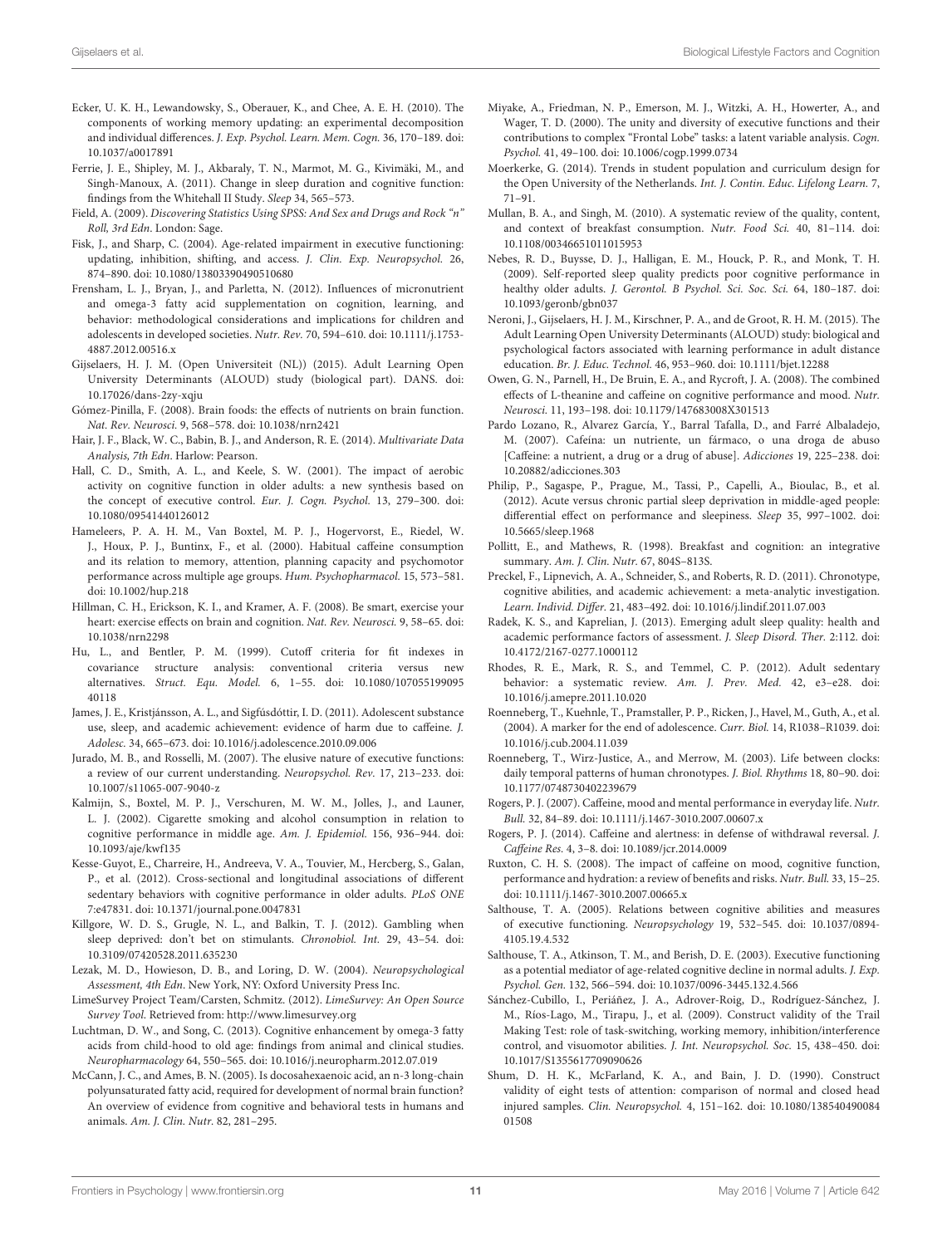Ecker, U. K. H., Lewandowsky, S., Oberauer, K., and Chee, A. E. H. (2010). The components of working memory updating: an experimental decomposition and individual differences. *J. Exp. Psychol. Learn. Mem. Cogn.* 36, 170–189. doi: 10.1037/a0017891

Ferrie, J. E., Shipley, M. J., Akbaraly, T. N., Marmot, M. G., Kivimäki, M., and Singh-Manoux, A. (2011). Change in sleep duration and cognitive function: findings from the Whitehall II Study. *Sleep* 34, 565–573.

Field, A. (2009). *Discovering Statistics Using SPSS: And Sex and Drugs and Rock "n" Roll, 3rd Edn*. London: Sage.

Fisk, J., and Sharp, C. (2004). Age-related impairment in executive functioning: updating, inhibition, shifting, and access. *J. Clin. Exp. Neuropsychol.* 26, 874–890. doi: 10.1080/13803390490510680

Frensham, L. J., Bryan, J., and Parletta, N. (2012). Influences of micronutrient and omega-3 fatty acid supplementation on cognition, learning, and behavior: methodological considerations and implications for children and adolescents in developed societies. *Nutr. Rev.* 70, 594–610. doi: 10.1111/j.1753-4887.2012.00516.x

Gijselaers, H. J. M. (Open Universiteit (NL)) (2015). Adult Learning Open University Determinants (ALOUD) study (biological part). DANS. doi: 10.17026/dans-2zy-xqju

Gómez-Pinilla, F. (2008). Brain foods: the effects of nutrients on brain function. *Nat. Rev. Neurosci.* 9, 568–578. doi: 10.1038/nrn2421

Hair, J. F., Black, W. C., Babin, B. J., and Anderson, R. E. (2014). *Multivariate Data Analysis, 7th Edn*. Harlow: Pearson.

Hall, C. D., Smith, A. L., and Keele, S. W. (2001). The impact of aerobic activity on cognitive function in older adults: a new synthesis based on the concept of executive control. *Eur. J. Cogn. Psychol.* 13, 279–300. doi: 10.1080/09541440126012

Hameleers, P. A. H. M., Van Boxtel, M. P. J., Hogervorst, E., Riedel, W. J., Houx, P. J., Buntinx, F., et al. (2000). Habitual caffeine consumption and its relation to memory, attention, planning capacity and psychomotor performance across multiple age groups. *Hum. Psychopharmacol.* 15, 573–581. doi: 10.1002/hup.218

Hillman, C. H., Erickson, K. I., and Kramer, A. F. (2008). Be smart, exercise your heart: exercise effects on brain and cognition. *Nat. Rev. Neurosci.* 9, 58–65. doi: 10.1038/nrn2298

Hu, L., and Bentler, P. M. (1999). Cutoff criteria for fit indexes in covariance structure analysis: conventional criteria versus new alternatives. *Struct. Equ. Model.* 6, 1–55. doi: 10.1080/10705519909540118

James, J. E., Kristjánsson, A. L., and Sigfúsdóttir, I. D. (2011). Adolescent substance use, sleep, and academic achievement: evidence of harm due to caffeine. *J. Adolesc.* 34, 665–673. doi: 10.1016/j.adolescence.2010.09.006

Jurado, M. B., and Rosselli, M. (2007). The elusive nature of executive functions: a review of our current understanding. *Neuropsychol. Rev.* 17, 213–233. doi: 10.1007/s11065-007-9040-z

Kalmijn, S., Boxtel, M. P. J., Verschuren, M. W. M., Jolles, J., and Launer, L. J. (2002). Cigarette smoking and alcohol consumption in relation to cognitive performance in middle age. *Am. J. Epidemiol.* 156, 936–944. doi: 10.1093/aje/kwf135

Kesse-Guyot, E., Charreire, H., Andreeva, V. A., Touvier, M., Hercberg, S., Galan, P., et al. (2012). Cross-sectional and longitudinal associations of different sedentary behaviors with cognitive performance in older adults. *PLoS ONE* 7:e47831. doi: 10.1371/journal.pone.0047831

Killgore, W. D. S., Grugle, N. L., and Balkin, T. J. (2012). Gambling when sleep deprived: don't bet on stimulants. *Chronobiol. Int.* 29, 43–54. doi: 10.3109/07420528.2011.635230

Lezak, M. D., Howieson, D. B., and Loring, D. W. (2004). *Neuropsychological Assessment, 4th Edn*. New York, NY: Oxford University Press Inc.

LimeSurvey Project Team/Carsten, Schmitz. (2012). *LimeSurvey: An Open Source Survey Tool*. Retrieved from: http://www.limesurvey.org

Luchtman, D. W., and Song, C. (2013). Cognitive enhancement by omega-3 fatty acids from child-hood to old age: findings from animal and clinical studies. *Neuropharmacology* 64, 550–565. doi: 10.1016/j.neuropharm.2012.07.019

McCann, J. C., and Ames, B. N. (2005). Is docosahexaenoic acid, an n-3 long-chain polyunsaturated fatty acid, required for development of normal brain function? An overview of evidence from cognitive and behavioral tests in humans and animals. *Am. J. Clin. Nutr.* 82, 281–295.

Miyake, A., Friedman, N. P., Emerson, M. J., Witzki, A. H., Howerter, A., and Wager, T. D. (2000). The unity and diversity of executive functions and their contributions to complex "Frontal Lobe" tasks: a latent variable analysis. *Cogn. Psychol.* 41, 49–100. doi: 10.1006/cogp.1999.0734

Moerkerke, G. (2014). Trends in student population and curriculum design for the Open University of the Netherlands. *Int. J. Contin. Educ. Lifelong Learn.* 7, 71–91.

Mullan, B. A., and Singh, M. (2010). A systematic review of the quality, content, and context of breakfast consumption. *Nutr. Food Sci.* 40, 81–114. doi: 10.1108/00346651011015953

Nebes, R. D., Buysse, D. J., Halligan, E. M., Houck, P. R., and Monk, T. H. (2009). Self-reported sleep quality predicts poor cognitive performance in healthy older adults. *J. Gerontol. B Psychol. Sci. Soc. Sci.* 64, 180–187. doi: 10.1093/geronb/gbn037

Neroni, J., Gijselaers, H. J. M., Kirschner, P. A., and de Groot, R. H. M. (2015). The Adult Learning Open University Determinants (ALOUD) study: biological and psychological factors associated with learning performance in adult distance education. *Br. J. Educ. Technol.* 46, 953–960. doi: 10.1111/bjet.12288

Owen, G. N., Parnell, H., De Bruin, E. A., and Rycroft, J. A. (2008). The combined effects of L-theanine and caffeine on cognitive performance and mood. *Nutr. Neurosci.* 11, 193–198. doi: 10.1179/147683008X301513

Pardo Lozano, R., Alvarez García, Y., Barral Tafalla, D., and Farré Albaladejo, M. (2007). Cafeína: un nutriente, un fármaco, o una droga de abuso [Caffeine: a nutrient, a drug or a drug of abuse]. *Adicciones* 19, 225–238. doi: 10.20882/adicciones.303

Philip, P., Sagaspe, P., Prague, M., Tassi, P., Capelli, A., Bioulac, B., et al. (2012). Acute versus chronic partial sleep deprivation in middle-aged people: differential effect on performance and sleepiness. *Sleep* 35, 997–1002. doi: 10.5665/sleep.1968

Pollitt, E., and Mathews, R. (1998). Breakfast and cognition: an integrative summary. *Am. J. Clin. Nutr.* 67, 804S–813S.

Preckel, F., Lipnevich, A. A., Schneider, S., and Roberts, R. D. (2011). Chronotype, cognitive abilities, and academic achievement: a meta-analytic investigation. *Learn. Individ. Differ.* 21, 483–492. doi: 10.1016/j.lindif.2011.07.003

Radek, K. S., and Kaprelian, J. (2013). Emerging adult sleep quality: health and academic performance factors of assessment. *J. Sleep Disord. Ther.* 2:112. doi: 10.4172/2167-0277.1000112

Rhodes, R. E., Mark, R. S., and Temmel, C. P. (2012). Adult sedentary behavior: a systematic review. *Am. J. Prev. Med.* 42, e3–e28. doi: 10.1016/j.amepre.2011.10.020

Roenneberg, T., Kuehnle, T., Pramstaller, P. P., Ricken, J., Havel, M., Guth, A., et al. (2004). A marker for the end of adolescence. *Curr. Biol.* 14, R1038–R1039. doi: 10.1016/j.cub.2004.11.039

Roenneberg, T., Wirz-Justice, A., and Merrow, M. (2003). Life between clocks: daily temporal patterns of human chronotypes. *J. Biol. Rhythms* 18, 80–90. doi: 10.1177/0748730402239679

Rogers, P. J. (2007). Caffeine, mood and mental performance in everyday life. *Nutr. Bull.* 32, 84–89. doi: 10.1111/j.1467-3010.2007.00607.x

Rogers, P. J. (2014). Caffeine and alertness: in defense of withdrawal reversal. *J. Caffeine Res.* 4, 3–8. doi: 10.1089/jcr.2014.0009

Ruxton, C. H. S. (2008). The impact of caffeine on mood, cognitive function, performance and hydration: a review of benefits and risks. *Nutr. Bull.* 33, 15–25. doi: 10.1111/j.1467-3010.2007.00665.x

Salthouse, T. A. (2005). Relations between cognitive abilities and measures of executive functioning. *Neuropsychology* 19, 532–545. doi: 10.1037/0894-4105.19.4.532

Salthouse, T. A., Atkinson, T. M., and Berish, D. E. (2003). Executive functioning as a potential mediator of age-related cognitive decline in normal adults. *J. Exp. Psychol. Gen.* 132, 566–594. doi: 10.1037/0096-3445.132.4.566

Sánchez-Cubillo, I., Periáñez, J. A., Adrover-Roig, D., Rodríguez-Sánchez, J. M., Ríos-Lago, M., Tirapu, J., et al. (2009). Construct validity of the Trail Making Test: role of task-switching, working memory, inhibition/interference control, and visuomotor abilities. *J. Int. Neuropsychol. Soc.* 15, 438–450. doi: 10.1017/S1355617709090626

Shum, D. H. K., McFarland, K. A., and Bain, J. D. (1990). Construct validity of eight tests of attention: comparison of normal and closed head injured samples. *Clin. Neuropsychol.* 4, 151–162. doi: 10.1080/13854049008401508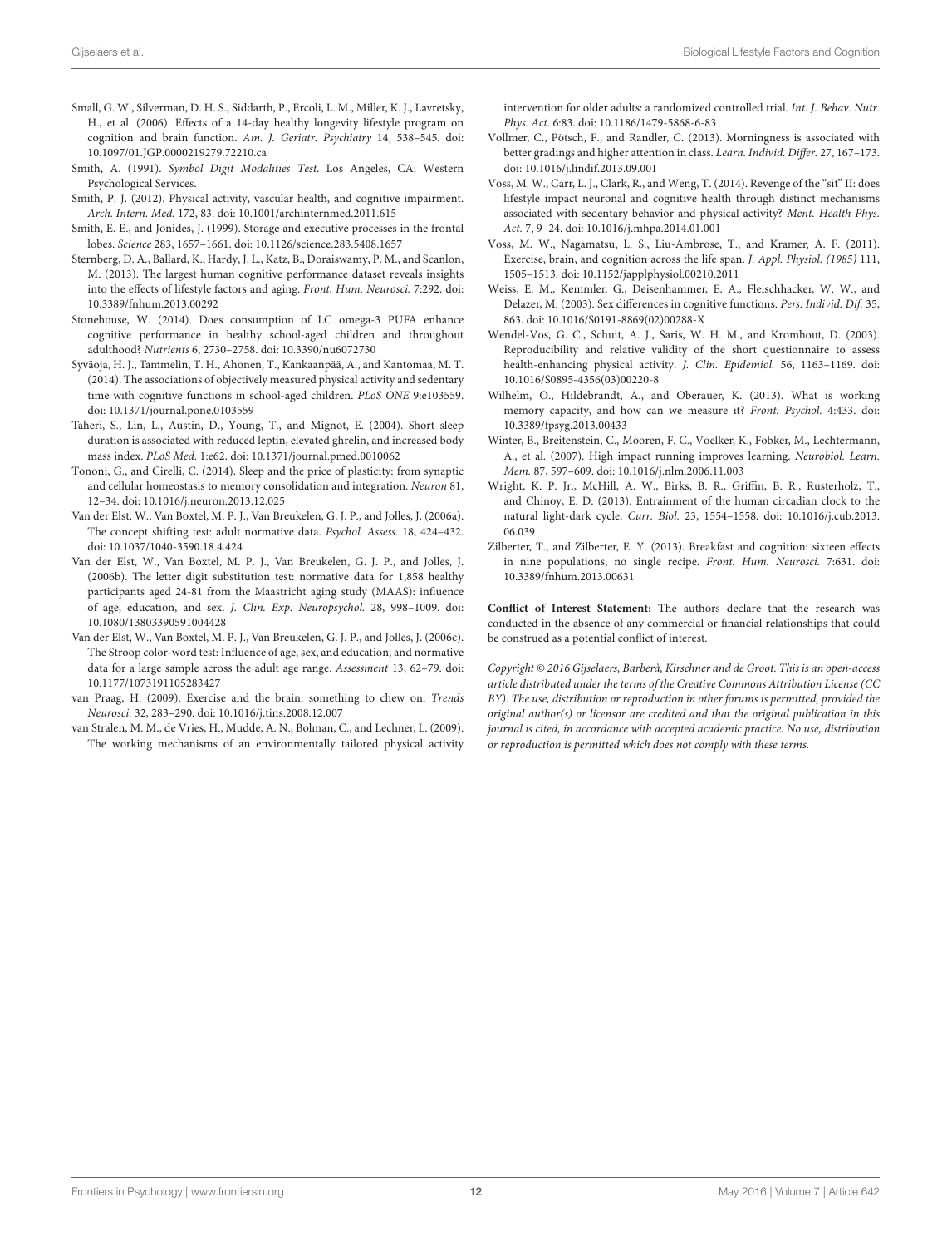Small, G. W., Silverman, D. H. S., Siddarth, P., Ercoli, L. M., Miller, K. J., Lavretsky, H., et al. (2006). Effects of a 14-day healthy longevity lifestyle program on cognition and brain function. *Am. J. Geriatr. Psychiatry* 14, 538–545. doi: 10.1097/01.JGP.0000219279.72210.ca

Smith, A. (1991). *Symbol Digit Modalities Test*. Los Angeles, CA: Western Psychological Services.

Smith, P. J. (2012). Physical activity, vascular health, and cognitive impairment. *Arch. Intern. Med.* 172, 83. doi: 10.1001/archinternmed.2011.615

Smith, E. E., and Jonides, J. (1999). Storage and executive processes in the frontal lobes. *Science* 283, 1657–1661. doi: 10.1126/science.283.5408.1657

Sternberg, D. A., Ballard, K., Hardy, J. L., Katz, B., Doraiswamy, P. M., and Scanlon, M. (2013). The largest human cognitive performance dataset reveals insights into the effects of lifestyle factors and aging. *Front. Hum. Neurosci.* 7:292. doi: 10.3389/fnhum.2013.00292

Stonehouse, W. (2014). Does consumption of LC omega-3 PUFA enhance cognitive performance in healthy school-aged children and throughout adulthood? *Nutrients* 6, 2730–2758. doi: 10.3390/nu6072730

Syväoja, H. J., Tammelin, T. H., Ahonen, T., Kankaanpää, A., and Kantomaa, M. T. (2014). The associations of objectively measured physical activity and sedentary time with cognitive functions in school-aged children. *PLoS ONE* 9:e103559. doi: 10.1371/journal.pone.0103559

Taheri, S., Lin, L., Austin, D., Young, T., and Mignot, E. (2004). Short sleep duration is associated with reduced leptin, elevated ghrelin, and increased body mass index. *PLoS Med.* 1:e62. doi: 10.1371/journal.pmed.0010062

Tononi, G., and Cirelli, C. (2014). Sleep and the price of plasticity: from synaptic and cellular homeostasis to memory consolidation and integration. *Neuron* 81, 12–34. doi: 10.1016/j.neuron.2013.12.025

Van der Elst, W., Van Boxtel, M. P. J., Van Breukelen, G. J. P., and Jolles, J. (2006a). The concept shifting test: adult normative data. *Psychol. Assess.* 18, 424–432. doi: 10.1037/1040-3590.18.4.424

Van der Elst, W., Van Boxtel, M. P. J., Van Breukelen, G. J. P., and Jolles, J. (2006b). The letter digit substitution test: normative data for 1,858 healthy participants aged 24-81 from the Maastricht aging study (MAAS): influence of age, education, and sex. *J. Clin. Exp. Neuropsychol.* 28, 998–1009. doi: 10.1080/13803390591004428

Van der Elst, W., Van Boxtel, M. P. J., Van Breukelen, G. J. P., and Jolles, J. (2006c). The Stroop color-word test: Influence of age, sex, and education; and normative data for a large sample across the adult age range. *Assessment* 13, 62–79. doi: 10.1177/1073191105283427

van Praag, H. (2009). Exercise and the brain: something to chew on. *Trends Neurosci.* 32, 283–290. doi: 10.1016/j.tins.2008.12.007

van Stralen, M. M., de Vries, H., Mudde, A. N., Bolman, C., and Lechner, L. (2009). The working mechanisms of an environmentally tailored physical activity intervention for older adults: a randomized controlled trial. *Int. J. Behav. Nutr. Phys. Act.* 6:83. doi: 10.1186/1479-5868-6-83

Vollmer, C., Pötsch, F., and Randler, C. (2013). Morningness is associated with better gradings and higher attention in class. *Learn. Individ. Differ.* 27, 167–173. doi: 10.1016/j.lindif.2013.09.001

Voss, M. W., Carr, L. J., Clark, R., and Weng, T. (2014). Revenge of the "sit" II: does lifestyle impact neuronal and cognitive health through distinct mechanisms associated with sedentary behavior and physical activity? *Ment. Health Phys. Act.* 7, 9–24. doi: 10.1016/j.mhpa.2014.01.001

Voss, M. W., Nagamatsu, L. S., Liu-Ambrose, T., and Kramer, A. F. (2011). Exercise, brain, and cognition across the life span. *J. Appl. Physiol. (1985)* 111, 1505–1513. doi: 10.1152/japplphysiol.00210.2011

Weiss, E. M., Kemmler, G., Deisenhammer, E. A., Fleischhacker, W. W., and Delazer, M. (2003). Sex differences in cognitive functions. *Pers. Individ. Dif.* 35, 863. doi: 10.1016/S0191-8869(02)00288-X

Wendel-Vos, G. C., Schuit, A. J., Saris, W. H. M., and Kromhout, D. (2003). Reproducibility and relative validity of the short questionnaire to assess health-enhancing physical activity. *J. Clin. Epidemiol.* 56, 1163–1169. doi: 10.1016/S0895-4356(03)00220-8

Wilhelm, O., Hildebrandt, A., and Oberauer, K. (2013). What is working memory capacity, and how can we measure it? *Front. Psychol.* 4:433. doi: 10.3389/fpsyg.2013.00433

Winter, B., Breitenstein, C., Mooren, F. C., Voelker, K., Fobker, M., Lechtermann, A., et al. (2007). High impact running improves learning. *Neurobiol. Learn. Mem.* 87, 597–609. doi: 10.1016/j.nlm.2006.11.003

Wright, K. P. Jr., McHill, A. W., Birks, B. R., Griffin, B. R., Rusterholz, T., and Chinoy, E. D. (2013). Entrainment of the human circadian clock to the natural light-dark cycle. *Curr. Biol.* 23, 1554–1558. doi: 10.1016/j.cub.2013.06.039

Zilberter, T., and Zilberter, E. Y. (2013). Breakfast and cognition: sixteen effects in nine populations, no single recipe. *Front. Hum. Neurosci.* 7:631. doi: 10.3389/fnhum.2013.00631

**Conflict of Interest Statement:** The authors declare that the research was conducted in the absence of any commercial or financial relationships that could be construed as a potential conflict of interest.

*Copyright © 2016 Gijselaers, Barberà, Kirschner and de Groot. This is an open-access article distributed under the terms of the Creative Commons Attribution License (CC BY). The use, distribution or reproduction in other forums is permitted, provided the original author(s) or licensor are credited and that the original publication in this journal is cited, in accordance with accepted academic practice. No use, distribution or reproduction is permitted which does not comply with these terms.*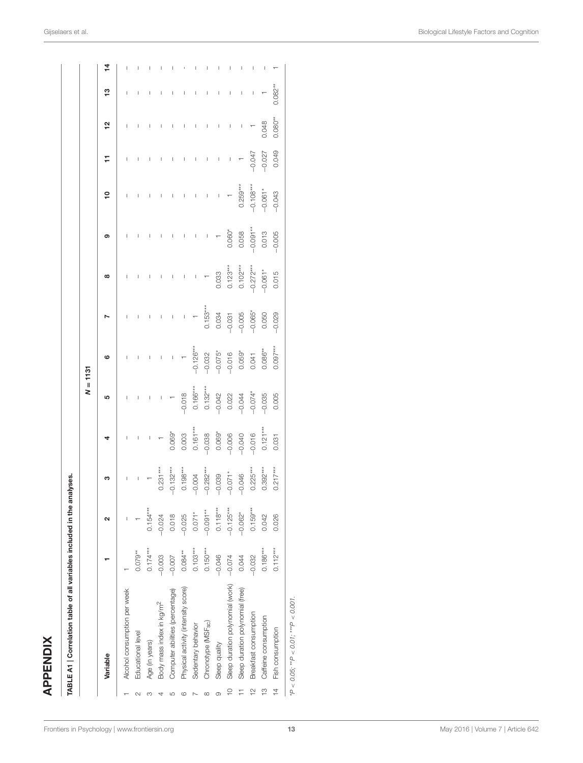# APPENDIX

**TABLE A1 | Correlation table of all variables included in the analyses.**

| | Variable | 1 | 2 | 3 | 4 | 5 | 6 | 7 | 8 | 9 | 10 | 11 | 12 | 13 | 14 |
|---|---|---|---|---|---|---|---|---|---|---|---|---|---|---|---|
| | | | | | | | | *N* = 1131 | | | | | | | |
| 1 | Alcohol consumption per week | 1 | – | – | – | – | – | – | – | – | – | – | – | – | – |
| 2 | Educational level | 0.079** | 1 | – | – | – | – | – | – | – | – | – | – | – | – |
| 3 | Age (in years) | 0.174*** | 0.154*** | 1 | – | – | – | – | – | – | – | – | – | – | – |
| 4 | Body mass index in kg/m$^2$ | −0.003 | −0.024 | 0.231*** | 1 | – | – | – | – | – | – | – | – | – | – |
| 5 | Computer abilities (percentage) | −0.007 | 0.018 | −0.132*** | 0.069* | 1 | – | – | – | – | – | – | – | – | – |
| 6 | Physical activity (intensity score) | 0.084** | −0.025 | 0.198*** | 0.003 | −0.018 | 1 | – | – | – | – | – | – | – | - |
| 7 | Sedentary behavior | 0.103*** | 0.071* | −0.004 | 0.161*** | 0.166*** | −0.126*** | 1 | – | – | – | – | – | – | – |
| 8 | Chronotype ($MSF_{sc}$) | 0.150*** | −0.091** | −0.282*** | −0.038 | 0.132*** | −0.032 | 0.153*** | 1 | – | – | – | – | – | – |
| 9 | Sleep quality | −0.046 | 0.118*** | −0.039 | 0.069* | −0.042 | −0.075* | 0.034 | 0.033 | 1 | – | – | – | – | – |
| 10 | Sleep duration polynomial (work) | −0.074 | −0.125*** | −0.071* | −0.006 | 0.022 | −0.016 | −0.031 | 0.123*** | 0.060* | 1 | – | – | – | – |
| 11 | Sleep duration polynomial (free) | 0.044 | −0.062* | −0.046 | −0.040 | −0.044 | 0.059* | −0.005 | 0.102*** | 0.058 | 0.259*** | 1 | – | – | – |
| 12 | Breakfast consumption | −0.032 | 0.159*** | 0.225*** | −0.016 | −0.074* | 0.041 | −0.065* | −0.272*** | −0.091** | −0.108*** | −0.047 | 1 | – | – |
| 13 | Caffeine consumption | 0.186*** | 0.042 | 0.392*** | 0.121*** | −0.035 | 0.086** | 0.050 | −0.061* | 0.013 | −0.061* | −0.027 | 0.048 | 1 | – |
| 14 | Fish consumption | 0.112*** | 0.026 | 0.217*** | 0.031 | 0.005 | 0.097*** | −0.029 | 0.015 | −0.005 | −0.043 | 0.049 | 0.080** | 0.082** | 1 |

*$^{*}P < 0.05$; $^{**}P < 0.01$; $^{***}P < 0.001$.*